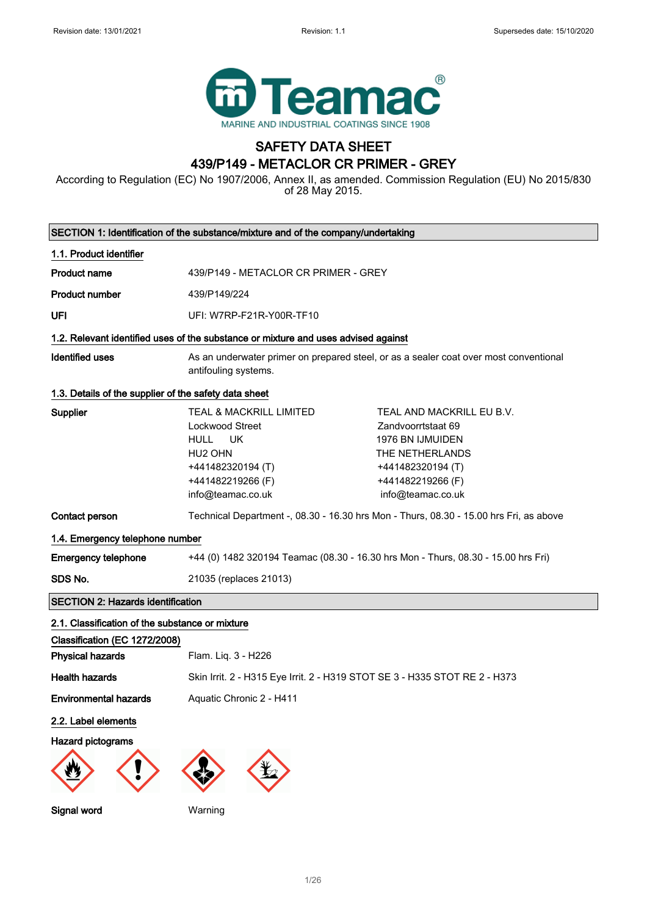Revision date: 13/01/2021 | Revision: 1.1 | Supersedes date: 15/10/2020

Teamac®
MARINE AND INDUSTRIAL COATINGS SINCE 1908

# SAFETY DATA SHEET
# 439/P149 - METACLOR CR PRIMER - GREY

According to Regulation (EC) No 1907/2006, Annex II, as amended. Commission Regulation (EU) No 2015/830 of 28 May 2015.

## SECTION 1: Identification of the substance/mixture and of the company/undertaking

### 1.1. Product identifier

**Product name** 439/P149 - METACLOR CR PRIMER - GREY

**Product number** 439/P149/224

**UFI** UFI: W7RP-F21R-Y00R-TF10

### 1.2. Relevant identified uses of the substance or mixture and uses advised against

**Identified uses** As an underwater primer on prepared steel, or as a sealer coat over most conventional antifouling systems.

### 1.3. Details of the supplier of the safety data sheet

**Supplier**

TEAL & MACKRILL LIMITED
Lockwood Street
HULL UK
HU2 OHN
+441482320194 (T)
+441482219266 (F)
info@teamac.co.uk

TEAL AND MACKRILL EU B.V.
Zandvoorrtstaat 69
1976 BN IJMUIDEN
THE NETHERLANDS
+441482320194 (T)
+441482219266 (F)
info@teamac.co.uk

**Contact person** Technical Department -, 08.30 - 16.30 hrs Mon - Thurs, 08.30 - 15.00 hrs Fri, as above

### 1.4. Emergency telephone number

**Emergency telephone** +44 (0) 1482 320194 Teamac (08.30 - 16.30 hrs Mon - Thurs, 08.30 - 15.00 hrs Fri)

**SDS No.** 21035 (replaces 21013)

## SECTION 2: Hazards identification

### 2.1. Classification of the substance or mixture

**Classification (EC 1272/2008)**

**Physical hazards** Flam. Liq. 3 - H226

**Health hazards** Skin Irrit. 2 - H315 Eye Irrit. 2 - H319 STOT SE 3 - H335 STOT RE 2 - H373

**Environmental hazards** Aquatic Chronic 2 - H411

### 2.2. Label elements

**Hazard pictograms**

**Signal word** Warning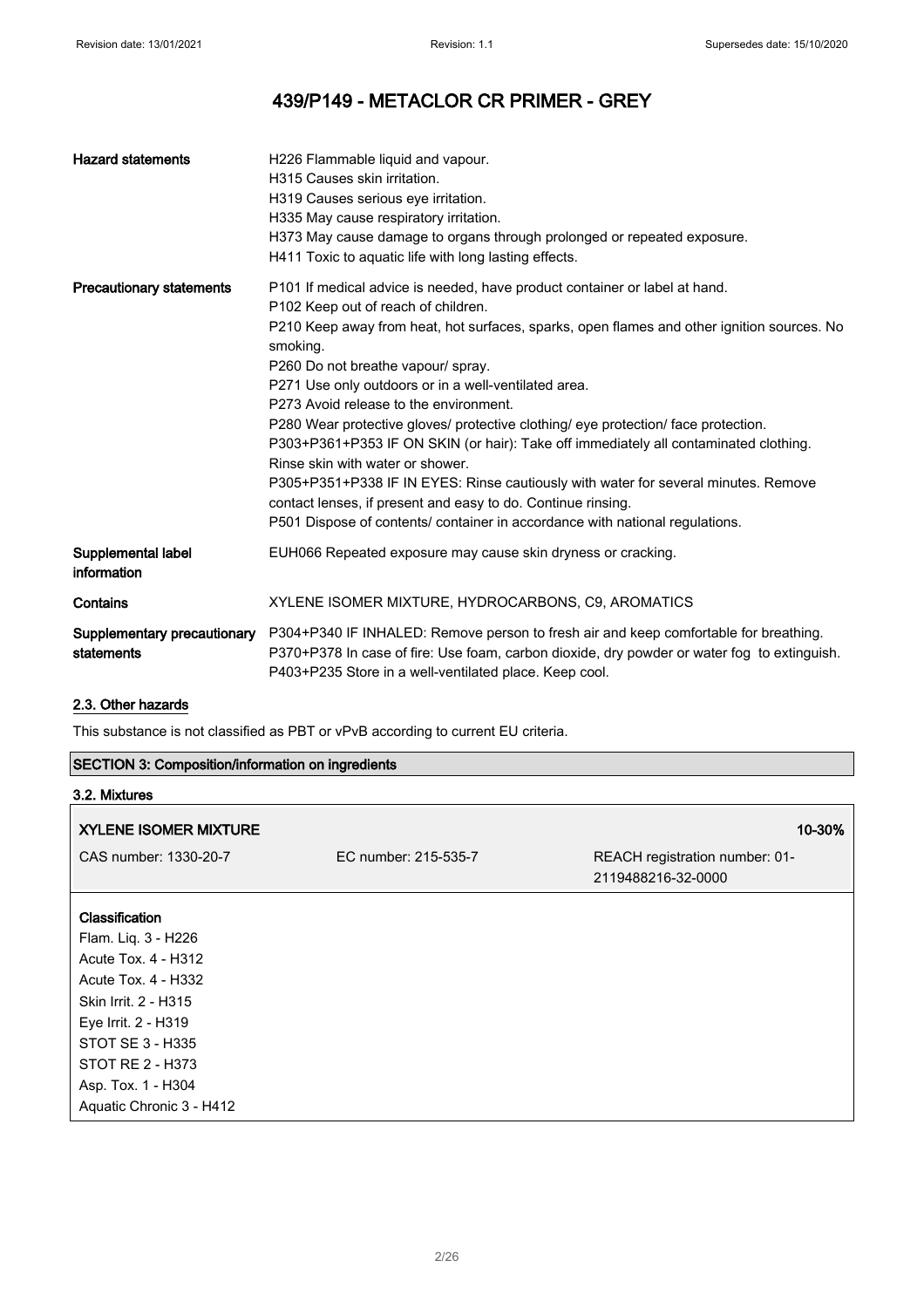| | |
|---|---|
| **Hazard statements** | H226 Flammable liquid and vapour.<br>H315 Causes skin irritation.<br>H319 Causes serious eye irritation.<br>H335 May cause respiratory irritation.<br>H373 May cause damage to organs through prolonged or repeated exposure.<br>H411 Toxic to aquatic life with long lasting effects. |
| **Precautionary statements** | P101 If medical advice is needed, have product container or label at hand.<br>P102 Keep out of reach of children.<br>P210 Keep away from heat, hot surfaces, sparks, open flames and other ignition sources. No smoking.<br>P260 Do not breathe vapour/ spray.<br>P271 Use only outdoors or in a well-ventilated area.<br>P273 Avoid release to the environment.<br>P280 Wear protective gloves/ protective clothing/ eye protection/ face protection.<br>P303+P361+P353 IF ON SKIN (or hair): Take off immediately all contaminated clothing. Rinse skin with water or shower.<br>P305+P351+P338 IF IN EYES: Rinse cautiously with water for several minutes. Remove contact lenses, if present and easy to do. Continue rinsing.<br>P501 Dispose of contents/ container in accordance with national regulations. |
| **Supplemental label information** | EUH066 Repeated exposure may cause skin dryness or cracking. |
| **Contains** | XYLENE ISOMER MIXTURE, HYDROCARBONS, C9, AROMATICS |
| **Supplementary precautionary statements** | P304+P340 IF INHALED: Remove person to fresh air and keep comfortable for breathing.<br>P370+P378 In case of fire: Use foam, carbon dioxide, dry powder or water fog to extinguish.<br>P403+P235 Store in a well-ventilated place. Keep cool. |

### 2.3. Other hazards

This substance is not classified as PBT or vPvB according to current EU criteria.

## SECTION 3: Composition/information on ingredients

### 3.2. Mixtures

| **XYLENE ISOMER MIXTURE** | | **10-30%** |
|---|---|---|
| CAS number: 1330-20-7 | EC number: 215-535-7 | REACH registration number: 01-2119488216-32-0000 |

**Classification**
Flam. Liq. 3 - H226
Acute Tox. 4 - H312
Acute Tox. 4 - H332
Skin Irrit. 2 - H315
Eye Irrit. 2 - H319
STOT SE 3 - H335
STOT RE 2 - H373
Asp. Tox. 1 - H304
Aquatic Chronic 3 - H412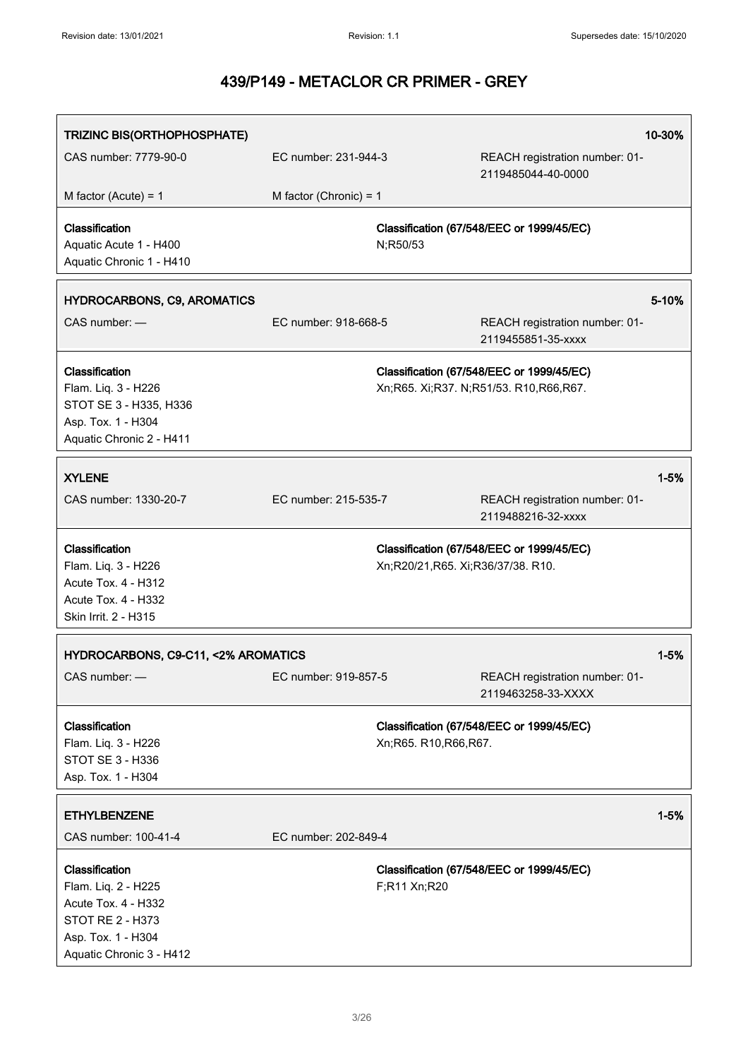## 439/P149 - METACLOR CR PRIMER - GREY

**TRIZINC BIS(ORTHOPHOSPHATE)** 10-30%

CAS number: 7779-90-0 | EC number: 231-944-3 | REACH registration number: 01-2119485044-40-0000

M factor (Acute) = 1 | M factor (Chronic) = 1

**Classification**
Aquatic Acute 1 - H400
Aquatic Chronic 1 - H410

**Classification (67/548/EEC or 1999/45/EC)**
N;R50/53

---

**HYDROCARBONS, C9, AROMATICS** 5-10%

CAS number: — | EC number: 918-668-5 | REACH registration number: 01-2119455851-35-xxxx

**Classification**
Flam. Liq. 3 - H226
STOT SE 3 - H335, H336
Asp. Tox. 1 - H304
Aquatic Chronic 2 - H411

**Classification (67/548/EEC or 1999/45/EC)**
Xn;R65. Xi;R37. N;R51/53. R10,R66,R67.

---

**XYLENE** 1-5%

CAS number: 1330-20-7 | EC number: 215-535-7 | REACH registration number: 01-2119488216-32-xxxx

**Classification**
Flam. Liq. 3 - H226
Acute Tox. 4 - H312
Acute Tox. 4 - H332
Skin Irrit. 2 - H315

**Classification (67/548/EEC or 1999/45/EC)**
Xn;R20/21,R65. Xi;R36/37/38. R10.

---

**HYDROCARBONS, C9-C11, <2% AROMATICS** 1-5%

CAS number: — | EC number: 919-857-5 | REACH registration number: 01-2119463258-33-XXXX

**Classification**
Flam. Liq. 3 - H226
STOT SE 3 - H336
Asp. Tox. 1 - H304

**Classification (67/548/EEC or 1999/45/EC)**
Xn;R65. R10,R66,R67.

---

**ETHYLBENZENE** 1-5%

CAS number: 100-41-4 | EC number: 202-849-4

**Classification**
Flam. Liq. 2 - H225
Acute Tox. 4 - H332
STOT RE 2 - H373
Asp. Tox. 1 - H304
Aquatic Chronic 3 - H412

**Classification (67/548/EEC or 1999/45/EC)**
F;R11 Xn;R20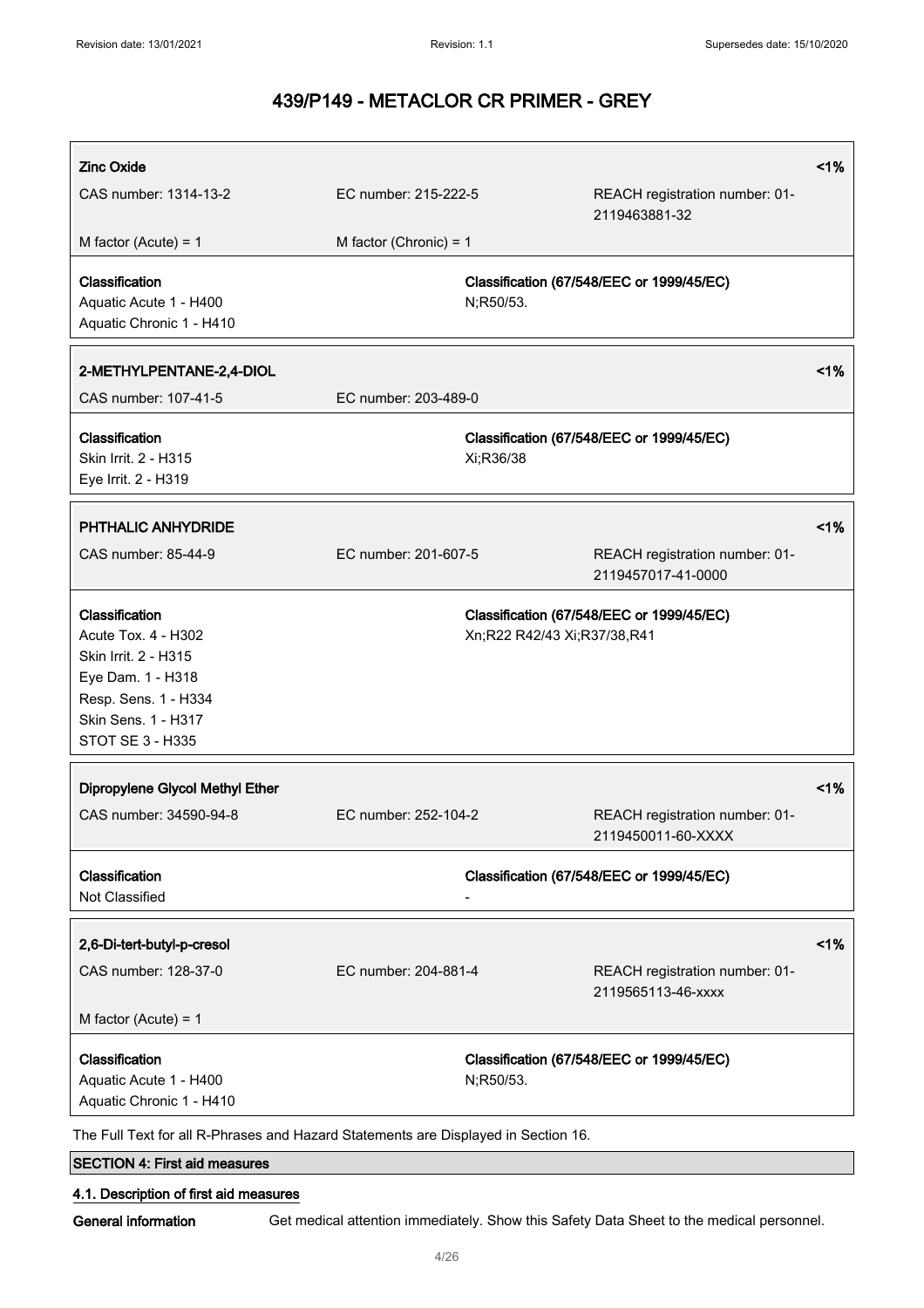| **Zinc Oxide** | | | <1% |
|---|---|---|---|
| CAS number: 1314-13-2 | EC number: 215-222-5 | REACH registration number: 01-2119463881-32 | |
| M factor (Acute) = 1 | M factor (Chronic) = 1 | | |
| **Classification**<br>Aquatic Acute 1 - H400<br>Aquatic Chronic 1 - H410 | | **Classification (67/548/EEC or 1999/45/EC)**<br>N;R50/53. | |

| **2-METHYLPENTANE-2,4-DIOL** | | | <1% |
|---|---|---|---|
| CAS number: 107-41-5 | EC number: 203-489-0 | | |
| **Classification**<br>Skin Irrit. 2 - H315<br>Eye Irrit. 2 - H319 | | **Classification (67/548/EEC or 1999/45/EC)**<br>Xi;R36/38 | |

| **PHTHALIC ANHYDRIDE** | | | <1% |
|---|---|---|---|
| CAS number: 85-44-9 | EC number: 201-607-5 | REACH registration number: 01-2119457017-41-0000 | |
| **Classification**<br>Acute Tox. 4 - H302<br>Skin Irrit. 2 - H315<br>Eye Dam. 1 - H318<br>Resp. Sens. 1 - H334<br>Skin Sens. 1 - H317<br>STOT SE 3 - H335 | | **Classification (67/548/EEC or 1999/45/EC)**<br>Xn;R22 R42/43 Xi;R37/38,R41 | |

| **Dipropylene Glycol Methyl Ether** | | | <1% |
|---|---|---|---|
| CAS number: 34590-94-8 | EC number: 252-104-2 | REACH registration number: 01-2119450011-60-XXXX | |
| **Classification**<br>Not Classified | | **Classification (67/548/EEC or 1999/45/EC)**<br>- | |

| **2,6-Di-tert-butyl-p-cresol** | | | <1% |
|---|---|---|---|
| CAS number: 128-37-0 | EC number: 204-881-4 | REACH registration number: 01-2119565113-46-xxxx | |
| M factor (Acute) = 1 | | | |
| **Classification**<br>Aquatic Acute 1 - H400<br>Aquatic Chronic 1 - H410 | | **Classification (67/548/EEC or 1999/45/EC)**<br>N;R50/53. | |

The Full Text for all R-Phrases and Hazard Statements are Displayed in Section 16.

## SECTION 4: First aid measures

### 4.1. Description of first aid measures

**General information** Get medical attention immediately. Show this Safety Data Sheet to the medical personnel.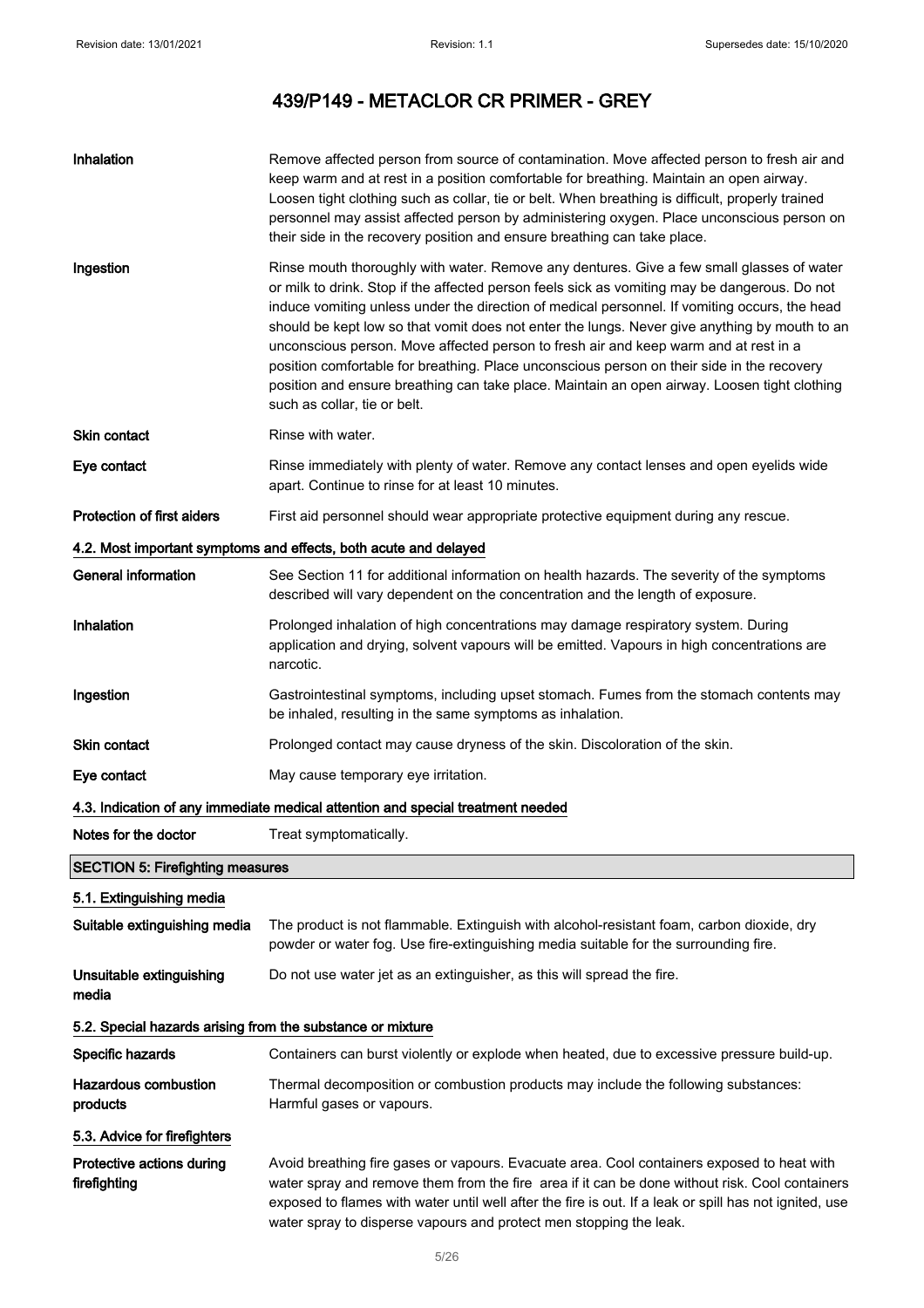| | |
|---|---|
| **Inhalation** | Remove affected person from source of contamination. Move affected person to fresh air and keep warm and at rest in a position comfortable for breathing. Maintain an open airway. Loosen tight clothing such as collar, tie or belt. When breathing is difficult, properly trained personnel may assist affected person by administering oxygen. Place unconscious person on their side in the recovery position and ensure breathing can take place. |
| **Ingestion** | Rinse mouth thoroughly with water. Remove any dentures. Give a few small glasses of water or milk to drink. Stop if the affected person feels sick as vomiting may be dangerous. Do not induce vomiting unless under the direction of medical personnel. If vomiting occurs, the head should be kept low so that vomit does not enter the lungs. Never give anything by mouth to an unconscious person. Move affected person to fresh air and keep warm and at rest in a position comfortable for breathing. Place unconscious person on their side in the recovery position and ensure breathing can take place. Maintain an open airway. Loosen tight clothing such as collar, tie or belt. |
| **Skin contact** | Rinse with water. |
| **Eye contact** | Rinse immediately with plenty of water. Remove any contact lenses and open eyelids wide apart. Continue to rinse for at least 10 minutes. |
| **Protection of first aiders** | First aid personnel should wear appropriate protective equipment during any rescue. |

### 4.2. Most important symptoms and effects, both acute and delayed

| | |
|---|---|
| **General information** | See Section 11 for additional information on health hazards. The severity of the symptoms described will vary dependent on the concentration and the length of exposure. |
| **Inhalation** | Prolonged inhalation of high concentrations may damage respiratory system. During application and drying, solvent vapours will be emitted. Vapours in high concentrations are narcotic. |
| **Ingestion** | Gastrointestinal symptoms, including upset stomach. Fumes from the stomach contents may be inhaled, resulting in the same symptoms as inhalation. |
| **Skin contact** | Prolonged contact may cause dryness of the skin. Discoloration of the skin. |
| **Eye contact** | May cause temporary eye irritation. |

### 4.3. Indication of any immediate medical attention and special treatment needed

| | |
|---|---|
| **Notes for the doctor** | Treat symptomatically. |

## SECTION 5: Firefighting measures

### 5.1. Extinguishing media

| | |
|---|---|
| **Suitable extinguishing media** | The product is not flammable. Extinguish with alcohol-resistant foam, carbon dioxide, dry powder or water fog. Use fire-extinguishing media suitable for the surrounding fire. |
| **Unsuitable extinguishing media** | Do not use water jet as an extinguisher, as this will spread the fire. |

### 5.2. Special hazards arising from the substance or mixture

| | |
|---|---|
| **Specific hazards** | Containers can burst violently or explode when heated, due to excessive pressure build-up. |
| **Hazardous combustion products** | Thermal decomposition or combustion products may include the following substances: Harmful gases or vapours. |

### 5.3. Advice for firefighters

| | |
|---|---|
| **Protective actions during firefighting** | Avoid breathing fire gases or vapours. Evacuate area. Cool containers exposed to heat with water spray and remove them from the fire area if it can be done without risk. Cool containers exposed to flames with water until well after the fire is out. If a leak or spill has not ignited, use water spray to disperse vapours and protect men stopping the leak. |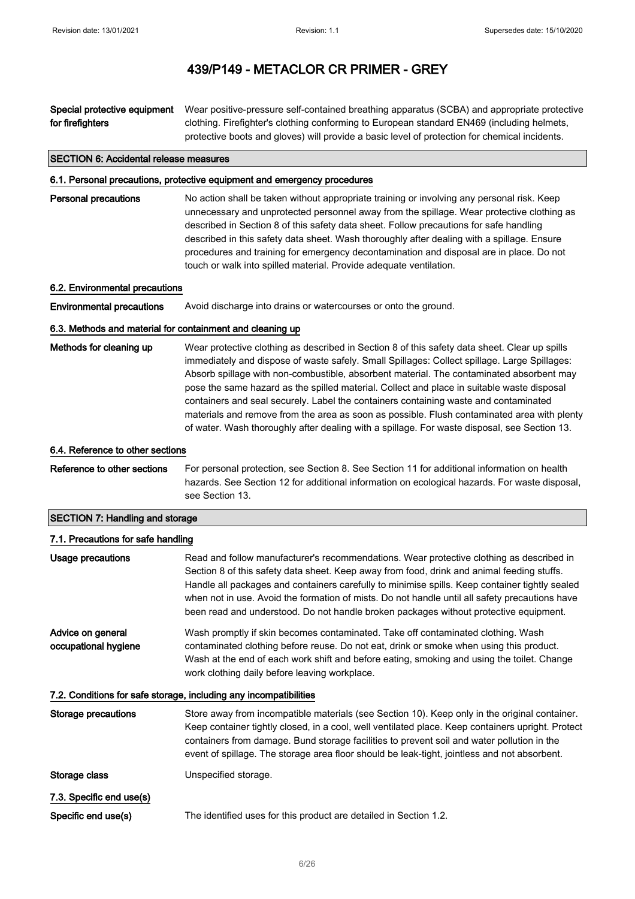# 439/P149 - METACLOR CR PRIMER - GREY

**Special protective equipment for firefighters** Wear positive-pressure self-contained breathing apparatus (SCBA) and appropriate protective clothing. Firefighter's clothing conforming to European standard EN469 (including helmets, protective boots and gloves) will provide a basic level of protection for chemical incidents.

## SECTION 6: Accidental release measures

### 6.1. Personal precautions, protective equipment and emergency procedures

**Personal precautions** No action shall be taken without appropriate training or involving any personal risk. Keep unnecessary and unprotected personnel away from the spillage. Wear protective clothing as described in Section 8 of this safety data sheet. Follow precautions for safe handling described in this safety data sheet. Wash thoroughly after dealing with a spillage. Ensure procedures and training for emergency decontamination and disposal are in place. Do not touch or walk into spilled material. Provide adequate ventilation.

### 6.2. Environmental precautions

**Environmental precautions** Avoid discharge into drains or watercourses or onto the ground.

### 6.3. Methods and material for containment and cleaning up

**Methods for cleaning up** Wear protective clothing as described in Section 8 of this safety data sheet. Clear up spills immediately and dispose of waste safely. Small Spillages: Collect spillage. Large Spillages: Absorb spillage with non-combustible, absorbent material. The contaminated absorbent may pose the same hazard as the spilled material. Collect and place in suitable waste disposal containers and seal securely. Label the containers containing waste and contaminated materials and remove from the area as soon as possible. Flush contaminated area with plenty of water. Wash thoroughly after dealing with a spillage. For waste disposal, see Section 13.

### 6.4. Reference to other sections

**Reference to other sections** For personal protection, see Section 8. See Section 11 for additional information on health hazards. See Section 12 for additional information on ecological hazards. For waste disposal, see Section 13.

## SECTION 7: Handling and storage

### 7.1. Precautions for safe handling

**Usage precautions** Read and follow manufacturer's recommendations. Wear protective clothing as described in Section 8 of this safety data sheet. Keep away from food, drink and animal feeding stuffs. Handle all packages and containers carefully to minimise spills. Keep container tightly sealed when not in use. Avoid the formation of mists. Do not handle until all safety precautions have been read and understood. Do not handle broken packages without protective equipment.

**Advice on general occupational hygiene** Wash promptly if skin becomes contaminated. Take off contaminated clothing. Wash contaminated clothing before reuse. Do not eat, drink or smoke when using this product. Wash at the end of each work shift and before eating, smoking and using the toilet. Change work clothing daily before leaving workplace.

### 7.2. Conditions for safe storage, including any incompatibilities

**Storage precautions** Store away from incompatible materials (see Section 10). Keep only in the original container. Keep container tightly closed, in a cool, well ventilated place. Keep containers upright. Protect containers from damage. Bund storage facilities to prevent soil and water pollution in the event of spillage. The storage area floor should be leak-tight, jointless and not absorbent.

**Storage class** Unspecified storage.

### 7.3. Specific end use(s)

**Specific end use(s)** The identified uses for this product are detailed in Section 1.2.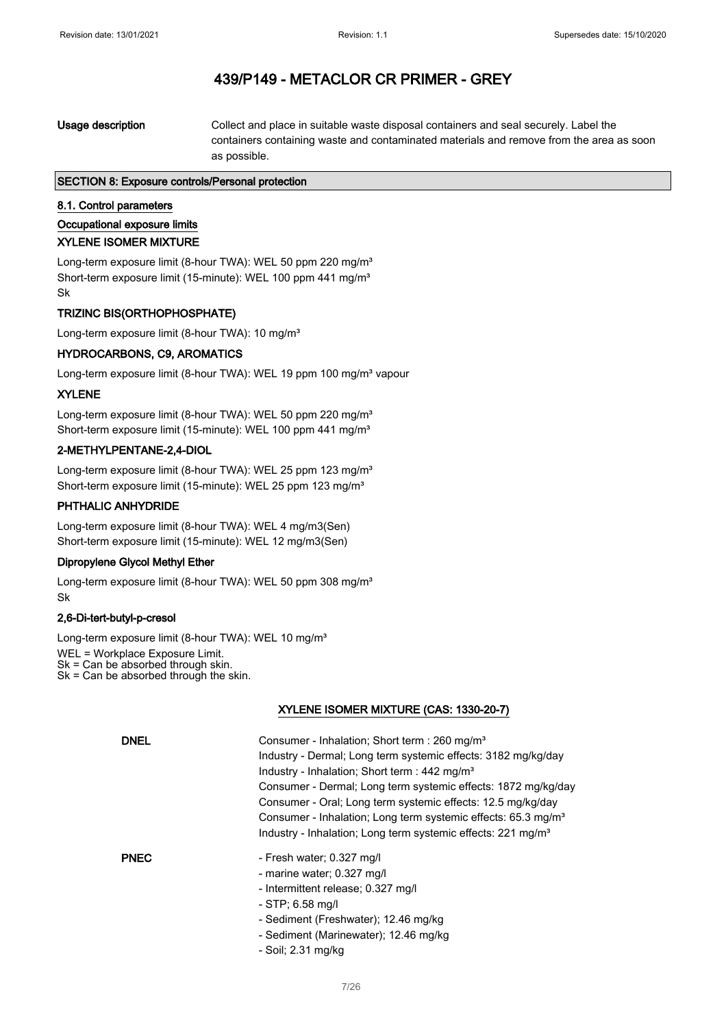**Usage description** Collect and place in suitable waste disposal containers and seal securely. Label the containers containing waste and contaminated materials and remove from the area as soon as possible.

## SECTION 8: Exposure controls/Personal protection

### 8.1. Control parameters

**Occupational exposure limits**

**XYLENE ISOMER MIXTURE**

Long-term exposure limit (8-hour TWA): WEL 50 ppm 220 mg/m³
Short-term exposure limit (15-minute): WEL 100 ppm 441 mg/m³
Sk

**TRIZINC BIS(ORTHOPHOSPHATE)**

Long-term exposure limit (8-hour TWA): 10 mg/m³

**HYDROCARBONS, C9, AROMATICS**

Long-term exposure limit (8-hour TWA): WEL 19 ppm 100 mg/m³ vapour

**XYLENE**

Long-term exposure limit (8-hour TWA): WEL 50 ppm 220 mg/m³
Short-term exposure limit (15-minute): WEL 100 ppm 441 mg/m³

**2-METHYLPENTANE-2,4-DIOL**

Long-term exposure limit (8-hour TWA): WEL 25 ppm 123 mg/m³
Short-term exposure limit (15-minute): WEL 25 ppm 123 mg/m³

**PHTHALIC ANHYDRIDE**

Long-term exposure limit (8-hour TWA): WEL 4 mg/m3(Sen)
Short-term exposure limit (15-minute): WEL 12 mg/m3(Sen)

**Dipropylene Glycol Methyl Ether**

Long-term exposure limit (8-hour TWA): WEL 50 ppm 308 mg/m³
Sk

**2,6-Di-tert-butyl-p-cresol**

Long-term exposure limit (8-hour TWA): WEL 10 mg/m³
WEL = Workplace Exposure Limit.
Sk = Can be absorbed through skin.
Sk = Can be absorbed through the skin.

**XYLENE ISOMER MIXTURE (CAS: 1330-20-7)**

**DNEL**

Consumer - Inhalation; Short term : 260 mg/m³
Industry - Dermal; Long term systemic effects: 3182 mg/kg/day
Industry - Inhalation; Short term : 442 mg/m³
Consumer - Dermal; Long term systemic effects: 1872 mg/kg/day
Consumer - Oral; Long term systemic effects: 12.5 mg/kg/day
Consumer - Inhalation; Long term systemic effects: 65.3 mg/m³
Industry - Inhalation; Long term systemic effects: 221 mg/m³

**PNEC**

- Fresh water; 0.327 mg/l
- marine water; 0.327 mg/l
- Intermittent release; 0.327 mg/l
- STP; 6.58 mg/l
- Sediment (Freshwater); 12.46 mg/kg
- Sediment (Marinewater); 12.46 mg/kg
- Soil; 2.31 mg/kg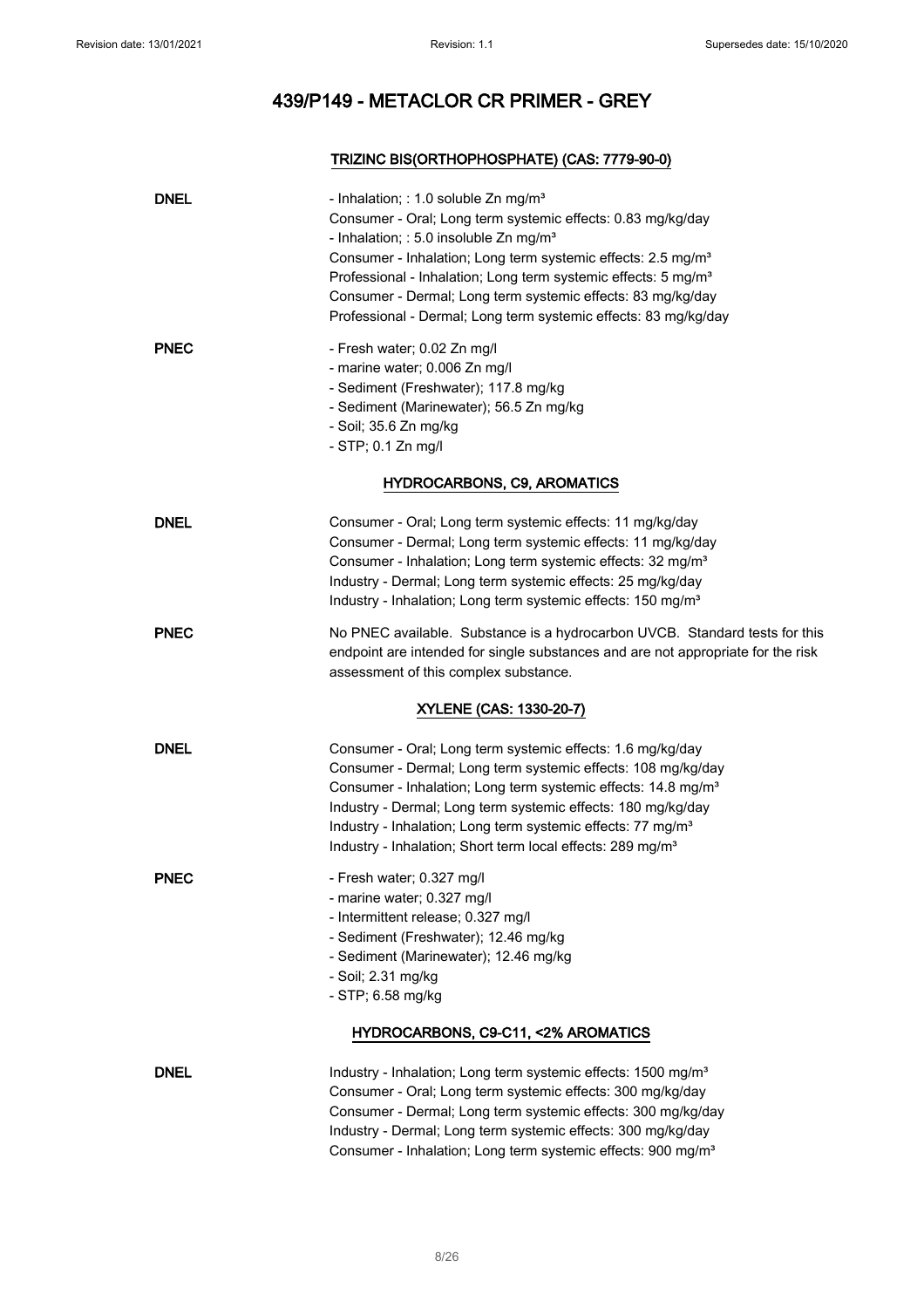## TRIZINC BIS(ORTHOPHOSPHATE) (CAS: 7779-90-0)

**DNEL**

- Inhalation; : 1.0 soluble Zn mg/m³
Consumer - Oral; Long term systemic effects: 0.83 mg/kg/day
- Inhalation; : 5.0 insoluble Zn mg/m³
Consumer - Inhalation; Long term systemic effects: 2.5 mg/m³
Professional - Inhalation; Long term systemic effects: 5 mg/m³
Consumer - Dermal; Long term systemic effects: 83 mg/kg/day
Professional - Dermal; Long term systemic effects: 83 mg/kg/day

**PNEC**

- Fresh water; 0.02 Zn mg/l
- marine water; 0.006 Zn mg/l
- Sediment (Freshwater); 117.8 mg/kg
- Sediment (Marinewater); 56.5 Zn mg/kg
- Soil; 35.6 Zn mg/kg
- STP; 0.1 Zn mg/l

## HYDROCARBONS, C9, AROMATICS

**DNEL**

Consumer - Oral; Long term systemic effects: 11 mg/kg/day
Consumer - Dermal; Long term systemic effects: 11 mg/kg/day
Consumer - Inhalation; Long term systemic effects: 32 mg/m³
Industry - Dermal; Long term systemic effects: 25 mg/kg/day
Industry - Inhalation; Long term systemic effects: 150 mg/m³

**PNEC**

No PNEC available. Substance is a hydrocarbon UVCB. Standard tests for this endpoint are intended for single substances and are not appropriate for the risk assessment of this complex substance.

## XYLENE (CAS: 1330-20-7)

**DNEL**

Consumer - Oral; Long term systemic effects: 1.6 mg/kg/day
Consumer - Dermal; Long term systemic effects: 108 mg/kg/day
Consumer - Inhalation; Long term systemic effects: 14.8 mg/m³
Industry - Dermal; Long term systemic effects: 180 mg/kg/day
Industry - Inhalation; Long term systemic effects: 77 mg/m³
Industry - Inhalation; Short term local effects: 289 mg/m³

**PNEC**

- Fresh water; 0.327 mg/l
- marine water; 0.327 mg/l
- Intermittent release; 0.327 mg/l
- Sediment (Freshwater); 12.46 mg/kg
- Sediment (Marinewater); 12.46 mg/kg
- Soil; 2.31 mg/kg
- STP; 6.58 mg/kg

## HYDROCARBONS, C9-C11, <2% AROMATICS

**DNEL**

Industry - Inhalation; Long term systemic effects: 1500 mg/m³
Consumer - Oral; Long term systemic effects: 300 mg/kg/day
Consumer - Dermal; Long term systemic effects: 300 mg/kg/day
Industry - Dermal; Long term systemic effects: 300 mg/kg/day
Consumer - Inhalation; Long term systemic effects: 900 mg/m³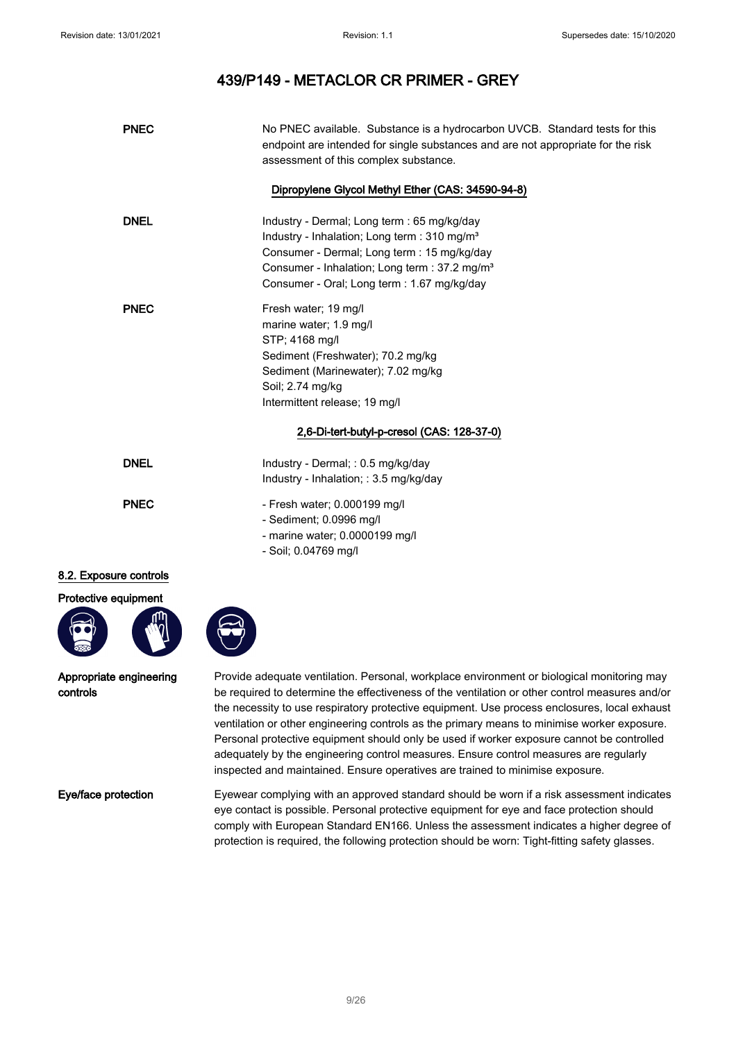# 439/P149 - METACLOR CR PRIMER - GREY

**PNEC** No PNEC available. Substance is a hydrocarbon UVCB. Standard tests for this endpoint are intended for single substances and are not appropriate for the risk assessment of this complex substance.

**Dipropylene Glycol Methyl Ether (CAS: 34590-94-8)**

**DNEL**
Industry - Dermal; Long term : 65 mg/kg/day
Industry - Inhalation; Long term : 310 mg/m³
Consumer - Dermal; Long term : 15 mg/kg/day
Consumer - Inhalation; Long term : 37.2 mg/m³
Consumer - Oral; Long term : 1.67 mg/kg/day

**PNEC**
Fresh water; 19 mg/l
marine water; 1.9 mg/l
STP; 4168 mg/l
Sediment (Freshwater); 70.2 mg/kg
Sediment (Marinewater); 7.02 mg/kg
Soil; 2.74 mg/kg
Intermittent release; 19 mg/l

**2,6-Di-tert-butyl-p-cresol (CAS: 128-37-0)**

**DNEL**
Industry - Dermal; : 0.5 mg/kg/day
Industry - Inhalation; : 3.5 mg/kg/day

**PNEC**
- Fresh water; 0.000199 mg/l
- Sediment; 0.0996 mg/l
- marine water; 0.0000199 mg/l
- Soil; 0.04769 mg/l

## 8.2. Exposure controls

**Protective equipment**

**Appropriate engineering controls** Provide adequate ventilation. Personal, workplace environment or biological monitoring may be required to determine the effectiveness of the ventilation or other control measures and/or the necessity to use respiratory protective equipment. Use process enclosures, local exhaust ventilation or other engineering controls as the primary means to minimise worker exposure. Personal protective equipment should only be used if worker exposure cannot be controlled adequately by the engineering control measures. Ensure control measures are regularly inspected and maintained. Ensure operatives are trained to minimise exposure.

**Eye/face protection** Eyewear complying with an approved standard should be worn if a risk assessment indicates eye contact is possible. Personal protective equipment for eye and face protection should comply with European Standard EN166. Unless the assessment indicates a higher degree of protection is required, the following protection should be worn: Tight-fitting safety glasses.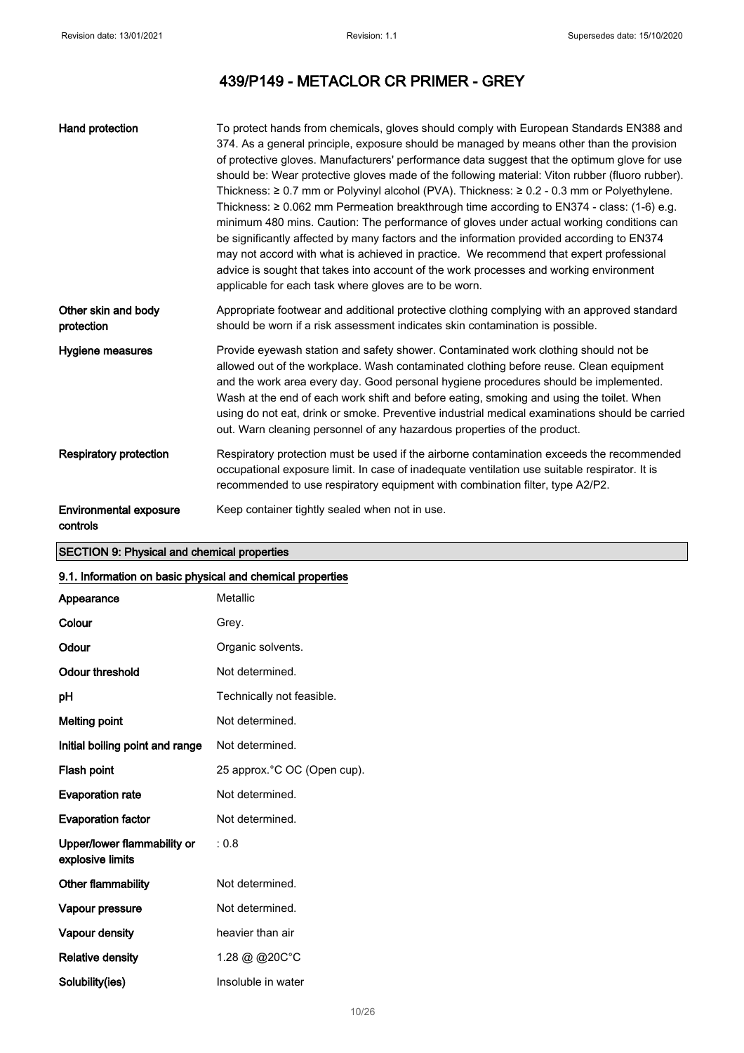# 439/P149 - METACLOR CR PRIMER - GREY

| | |
|---|---|
| **Hand protection** | To protect hands from chemicals, gloves should comply with European Standards EN388 and 374. As a general principle, exposure should be managed by means other than the provision of protective gloves. Manufacturers' performance data suggest that the optimum glove for use should be: Wear protective gloves made of the following material: Viton rubber (fluoro rubber). Thickness: ≥ 0.7 mm or Polyvinyl alcohol (PVA). Thickness: ≥ 0.2 - 0.3 mm or Polyethylene. Thickness: ≥ 0.062 mm Permeation breakthrough time according to EN374 - class: (1-6) e.g. minimum 480 mins. Caution: The performance of gloves under actual working conditions can be significantly affected by many factors and the information provided according to EN374 may not accord with what is achieved in practice. We recommend that expert professional advice is sought that takes into account of the work processes and working environment applicable for each task where gloves are to be worn. |
| **Other skin and body protection** | Appropriate footwear and additional protective clothing complying with an approved standard should be worn if a risk assessment indicates skin contamination is possible. |
| **Hygiene measures** | Provide eyewash station and safety shower. Contaminated work clothing should not be allowed out of the workplace. Wash contaminated clothing before reuse. Clean equipment and the work area every day. Good personal hygiene procedures should be implemented. Wash at the end of each work shift and before eating, smoking and using the toilet. When using do not eat, drink or smoke. Preventive industrial medical examinations should be carried out. Warn cleaning personnel of any hazardous properties of the product. |
| **Respiratory protection** | Respiratory protection must be used if the airborne contamination exceeds the recommended occupational exposure limit. In case of inadequate ventilation use suitable respirator. It is recommended to use respiratory equipment with combination filter, type A2/P2. |
| **Environmental exposure controls** | Keep container tightly sealed when not in use. |

## SECTION 9: Physical and chemical properties

### 9.1. Information on basic physical and chemical properties

| | |
|---|---|
| **Appearance** | Metallic |
| **Colour** | Grey. |
| **Odour** | Organic solvents. |
| **Odour threshold** | Not determined. |
| **pH** | Technically not feasible. |
| **Melting point** | Not determined. |
| **Initial boiling point and range** | Not determined. |
| **Flash point** | 25 approx.°C OC (Open cup). |
| **Evaporation rate** | Not determined. |
| **Evaporation factor** | Not determined. |
| **Upper/lower flammability or explosive limits** | : 0.8 |
| **Other flammability** | Not determined. |
| **Vapour pressure** | Not determined. |
| **Vapour density** | heavier than air |
| **Relative density** | 1.28 @ @20C°C |
| **Solubility(ies)** | Insoluble in water |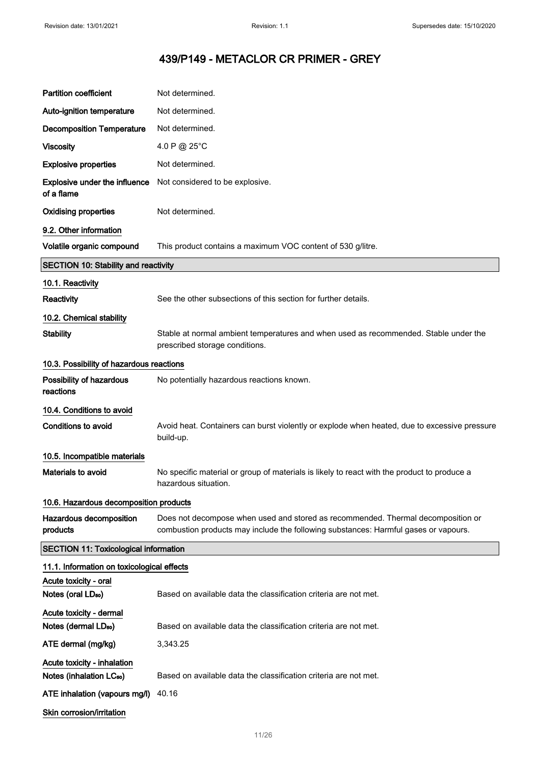# 439/P149 - METACLOR CR PRIMER - GREY

| | |
|---|---|
| **Partition coefficient** | Not determined. |
| **Auto-ignition temperature** | Not determined. |
| **Decomposition Temperature** | Not determined. |
| **Viscosity** | 4.0 P @ 25°C |
| **Explosive properties** | Not determined. |
| **Explosive under the influence of a flame** | Not considered to be explosive. |
| **Oxidising properties** | Not determined. |

### 9.2. Other information

| | |
|---|---|
| **Volatile organic compound** | This product contains a maximum VOC content of 530 g/litre. |

## SECTION 10: Stability and reactivity

### 10.1. Reactivity

| | |
|---|---|
| **Reactivity** | See the other subsections of this section for further details. |

### 10.2. Chemical stability

| | |
|---|---|
| **Stability** | Stable at normal ambient temperatures and when used as recommended. Stable under the prescribed storage conditions. |

### 10.3. Possibility of hazardous reactions

| | |
|---|---|
| **Possibility of hazardous reactions** | No potentially hazardous reactions known. |

### 10.4. Conditions to avoid

| | |
|---|---|
| **Conditions to avoid** | Avoid heat. Containers can burst violently or explode when heated, due to excessive pressure build-up. |

### 10.5. Incompatible materials

| | |
|---|---|
| **Materials to avoid** | No specific material or group of materials is likely to react with the product to produce a hazardous situation. |

### 10.6. Hazardous decomposition products

| | |
|---|---|
| **Hazardous decomposition products** | Does not decompose when used and stored as recommended. Thermal decomposition or combustion products may include the following substances: Harmful gases or vapours. |

## SECTION 11: Toxicological information

### 11.1. Information on toxicological effects

**Acute toxicity - oral**

| | |
|---|---|
| **Notes (oral $LD_{50}$)** | Based on available data the classification criteria are not met. |

**Acute toxicity - dermal**

| | |
|---|---|
| **Notes (dermal $LD_{50}$)** | Based on available data the classification criteria are not met. |
| **ATE dermal (mg/kg)** | 3,343.25 |

**Acute toxicity - inhalation**

| | |
|---|---|
| **Notes (inhalation $LC_{50}$)** | Based on available data the classification criteria are not met. |
| **ATE inhalation (vapours mg/l)** | 40.16 |

**Skin corrosion/irritation**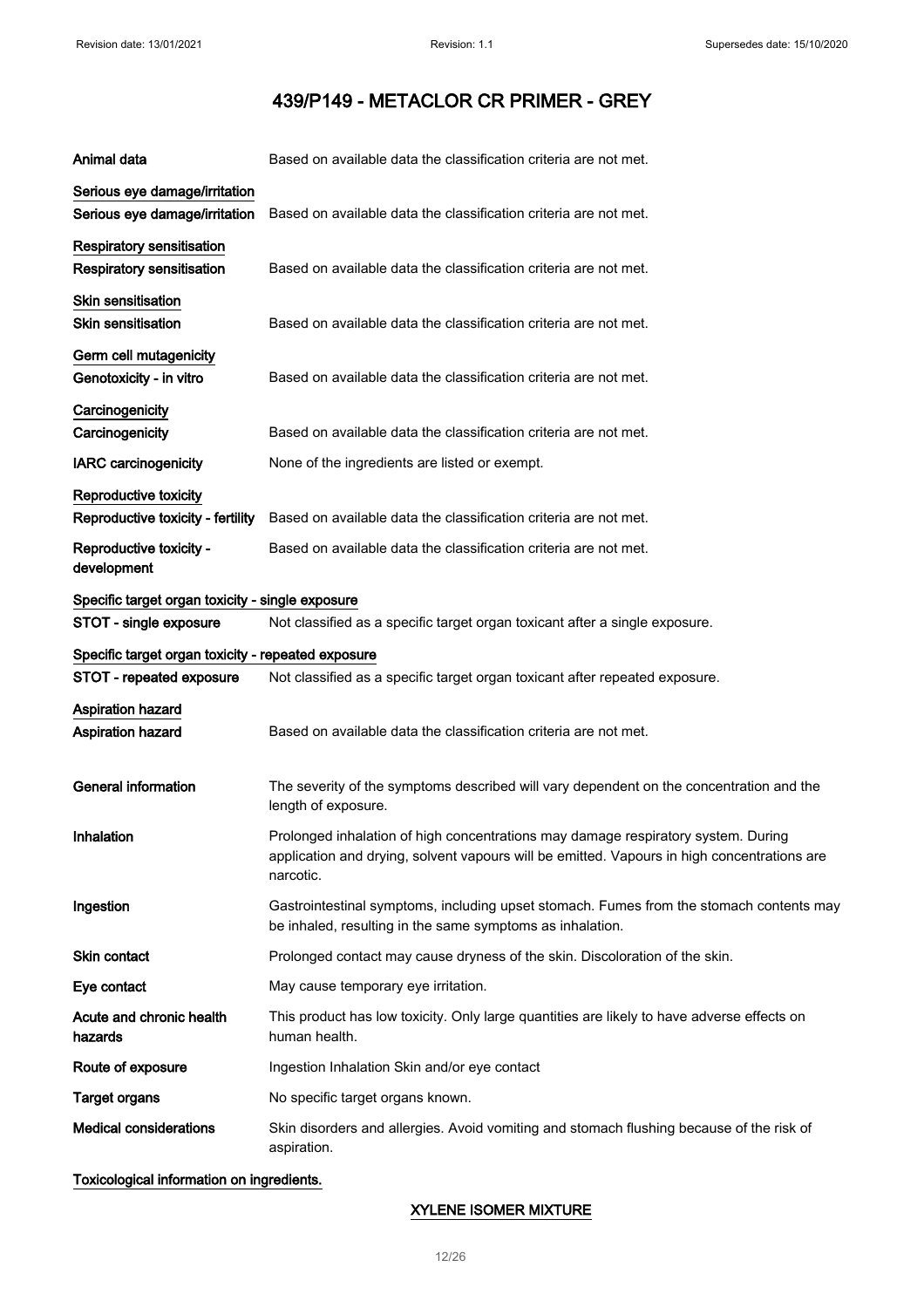# 439/P149 - METACLOR CR PRIMER - GREY

| | |
|---|---|
| **Animal data** | Based on available data the classification criteria are not met. |

**Serious eye damage/irritation**

| | |
|---|---|
| **Serious eye damage/irritation** | Based on available data the classification criteria are not met. |

**Respiratory sensitisation**

| | |
|---|---|
| **Respiratory sensitisation** | Based on available data the classification criteria are not met. |

**Skin sensitisation**

| | |
|---|---|
| **Skin sensitisation** | Based on available data the classification criteria are not met. |

**Germ cell mutagenicity**

| | |
|---|---|
| **Genotoxicity - in vitro** | Based on available data the classification criteria are not met. |

**Carcinogenicity**

| | |
|---|---|
| **Carcinogenicity** | Based on available data the classification criteria are not met. |
| **IARC carcinogenicity** | None of the ingredients are listed or exempt. |

**Reproductive toxicity**

| | |
|---|---|
| **Reproductive toxicity - fertility** | Based on available data the classification criteria are not met. |
| **Reproductive toxicity - development** | Based on available data the classification criteria are not met. |

**Specific target organ toxicity - single exposure**

| | |
|---|---|
| **STOT - single exposure** | Not classified as a specific target organ toxicant after a single exposure. |

**Specific target organ toxicity - repeated exposure**

| | |
|---|---|
| **STOT - repeated exposure** | Not classified as a specific target organ toxicant after repeated exposure. |

**Aspiration hazard**

| | |
|---|---|
| **Aspiration hazard** | Based on available data the classification criteria are not met. |

| | |
|---|---|
| **General information** | The severity of the symptoms described will vary dependent on the concentration and the length of exposure. |
| **Inhalation** | Prolonged inhalation of high concentrations may damage respiratory system. During application and drying, solvent vapours will be emitted. Vapours in high concentrations are narcotic. |
| **Ingestion** | Gastrointestinal symptoms, including upset stomach. Fumes from the stomach contents may be inhaled, resulting in the same symptoms as inhalation. |
| **Skin contact** | Prolonged contact may cause dryness of the skin. Discoloration of the skin. |
| **Eye contact** | May cause temporary eye irritation. |
| **Acute and chronic health hazards** | This product has low toxicity. Only large quantities are likely to have adverse effects on human health. |
| **Route of exposure** | Ingestion Inhalation Skin and/or eye contact |
| **Target organs** | No specific target organs known. |
| **Medical considerations** | Skin disorders and allergies. Avoid vomiting and stomach flushing because of the risk of aspiration. |

**Toxicological information on ingredients.**

**XYLENE ISOMER MIXTURE**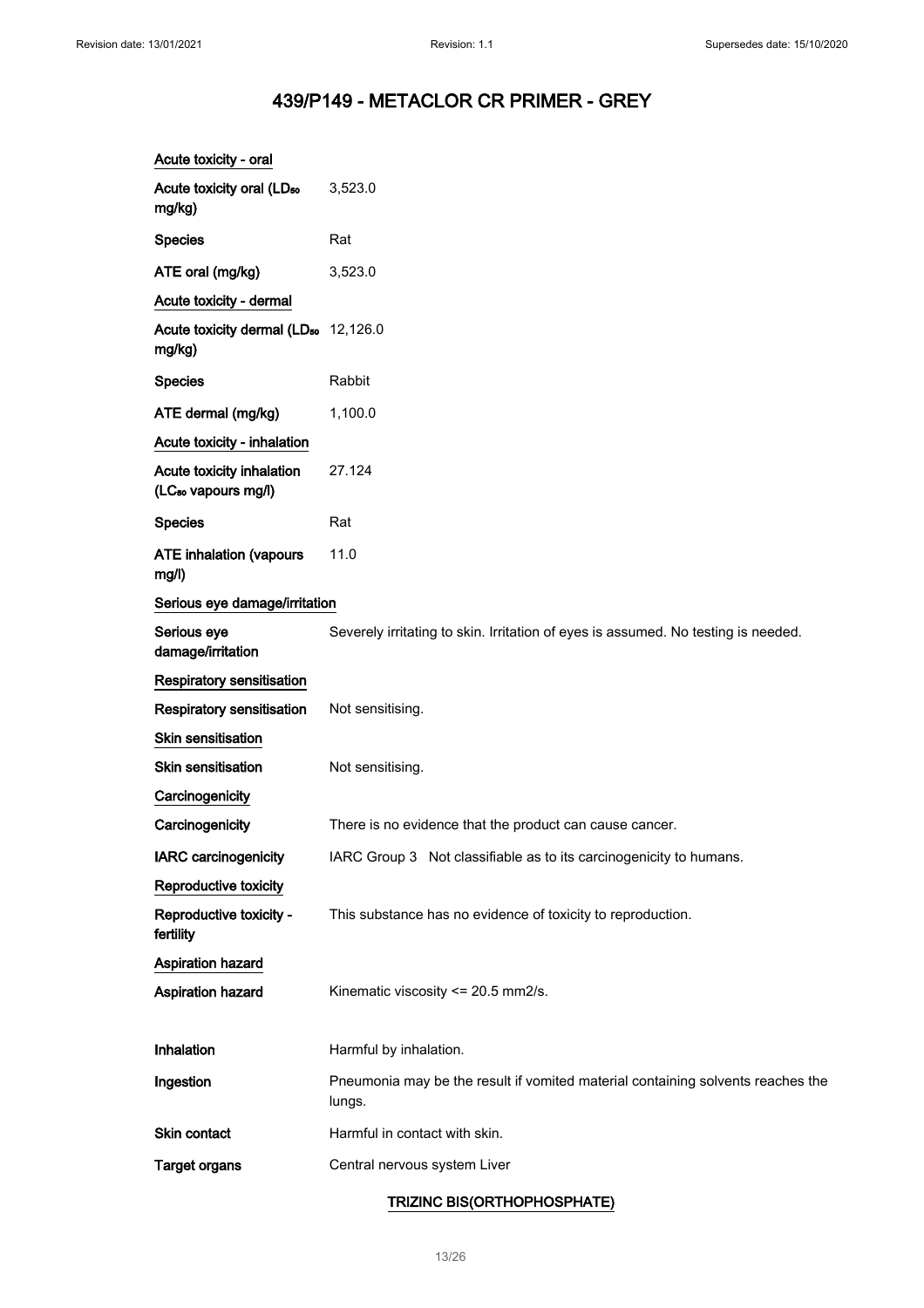# 439/P149 - METACLOR CR PRIMER - GREY

**Acute toxicity - oral**

| | |
|---|---|
| Acute toxicity oral ($LD_{50}$ mg/kg) | 3,523.0 |
| Species | Rat |
| ATE oral (mg/kg) | 3,523.0 |

**Acute toxicity - dermal**

| | |
|---|---|
| Acute toxicity dermal ($LD_{50}$ mg/kg) | 12,126.0 |
| Species | Rabbit |
| ATE dermal (mg/kg) | 1,100.0 |

**Acute toxicity - inhalation**

| | |
|---|---|
| Acute toxicity inhalation ($LC_{50}$ vapours mg/l) | 27.124 |
| Species | Rat |
| ATE inhalation (vapours mg/l) | 11.0 |

**Serious eye damage/irritation**

| | |
|---|---|
| Serious eye damage/irritation | Severely irritating to skin. Irritation of eyes is assumed. No testing is needed. |

**Respiratory sensitisation**

| | |
|---|---|
| Respiratory sensitisation | Not sensitising. |

**Skin sensitisation**

| | |
|---|---|
| Skin sensitisation | Not sensitising. |

**Carcinogenicity**

| | |
|---|---|
| Carcinogenicity | There is no evidence that the product can cause cancer. |
| IARC carcinogenicity | IARC Group 3 Not classifiable as to its carcinogenicity to humans. |

**Reproductive toxicity**

| | |
|---|---|
| Reproductive toxicity - fertility | This substance has no evidence of toxicity to reproduction. |

**Aspiration hazard**

| | |
|---|---|
| Aspiration hazard | Kinematic viscosity <= 20.5 mm2/s. |

| | |
|---|---|
| Inhalation | Harmful by inhalation. |
| Ingestion | Pneumonia may be the result if vomited material containing solvents reaches the lungs. |
| Skin contact | Harmful in contact with skin. |
| Target organs | Central nervous system Liver |

**TRIZINC BIS(ORTHOPHOSPHATE)**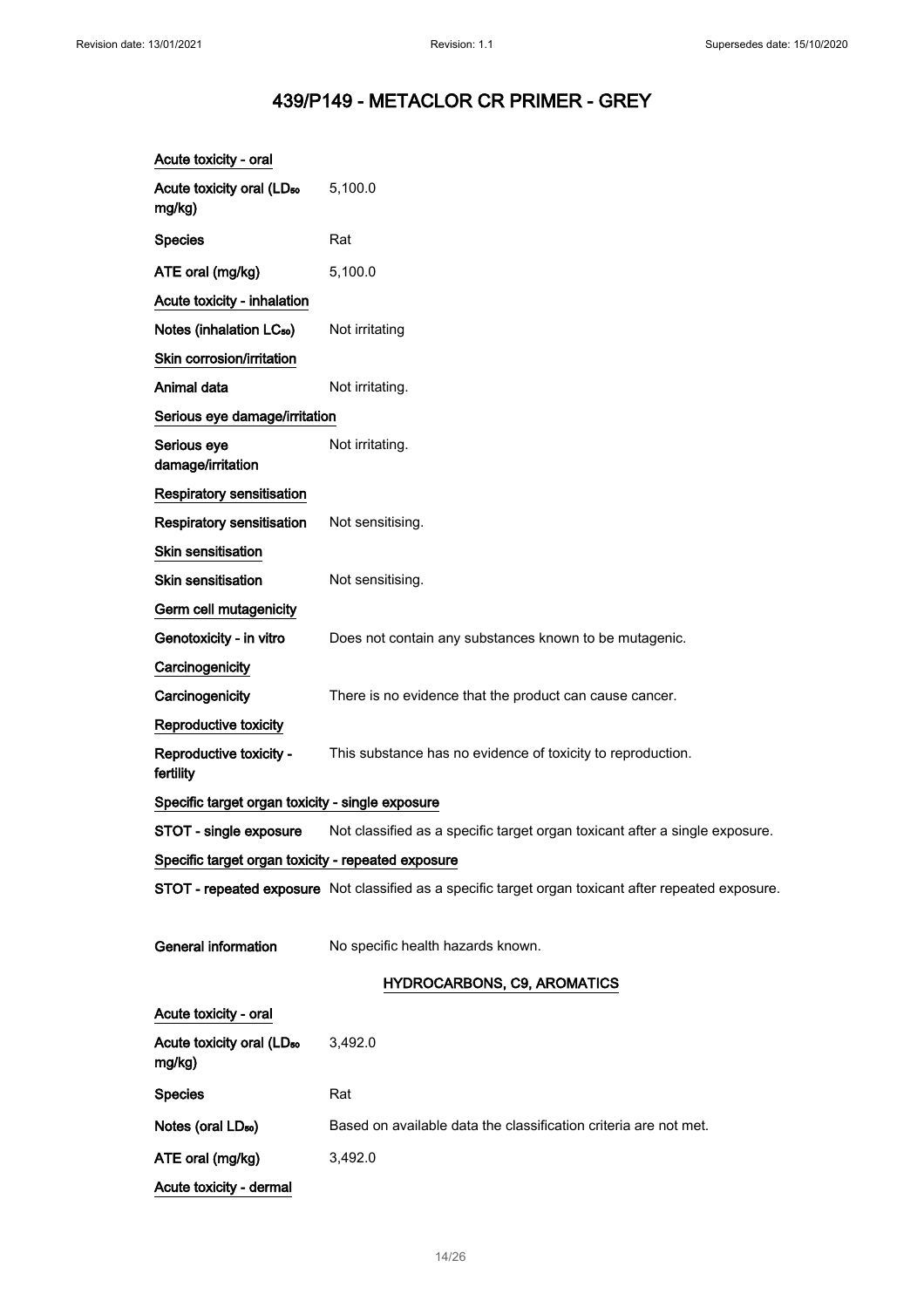**Acute toxicity - oral**

| | |
|---|---|
| **Acute toxicity oral ($LD_{50}$ mg/kg)** | 5,100.0 |
| **Species** | Rat |
| **ATE oral (mg/kg)** | 5,100.0 |

**Acute toxicity - inhalation**

| | |
|---|---|
| **Notes (inhalation $LC_{50}$)** | Not irritating |

**Skin corrosion/irritation**

| | |
|---|---|
| **Animal data** | Not irritating. |

**Serious eye damage/irritation**

| | |
|---|---|
| **Serious eye damage/irritation** | Not irritating. |

**Respiratory sensitisation**

| | |
|---|---|
| **Respiratory sensitisation** | Not sensitising. |

**Skin sensitisation**

| | |
|---|---|
| **Skin sensitisation** | Not sensitising. |

**Germ cell mutagenicity**

| | |
|---|---|
| **Genotoxicity - in vitro** | Does not contain any substances known to be mutagenic. |

**Carcinogenicity**

| | |
|---|---|
| **Carcinogenicity** | There is no evidence that the product can cause cancer. |

**Reproductive toxicity**

| | |
|---|---|
| **Reproductive toxicity - fertility** | This substance has no evidence of toxicity to reproduction. |

**Specific target organ toxicity - single exposure**

| | |
|---|---|
| **STOT - single exposure** | Not classified as a specific target organ toxicant after a single exposure. |

**Specific target organ toxicity - repeated exposure**

| | |
|---|---|
| **STOT - repeated exposure** | Not classified as a specific target organ toxicant after repeated exposure. |

| | |
|---|---|
| **General information** | No specific health hazards known. |

## HYDROCARBONS, C9, AROMATICS

**Acute toxicity - oral**

| | |
|---|---|
| **Acute toxicity oral ($LD_{50}$ mg/kg)** | 3,492.0 |
| **Species** | Rat |
| **Notes (oral $LD_{50}$)** | Based on available data the classification criteria are not met. |
| **ATE oral (mg/kg)** | 3,492.0 |

**Acute toxicity - dermal**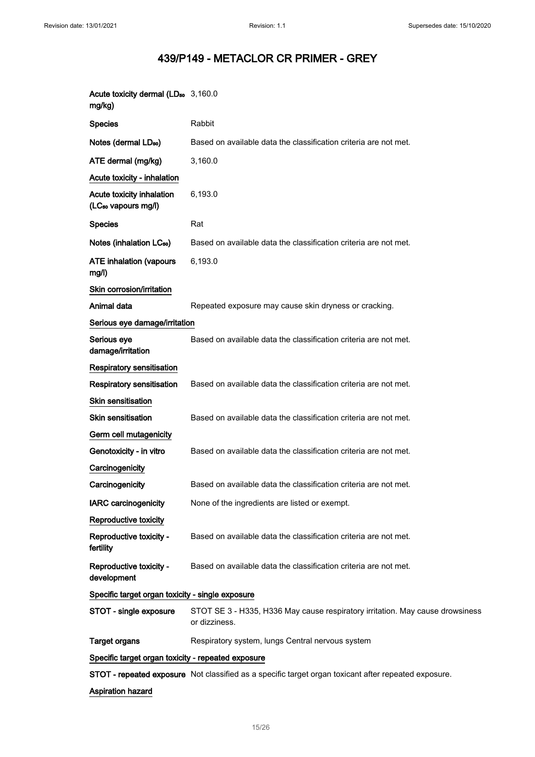# 439/P149 - METACLOR CR PRIMER - GREY

| | |
|---|---|
| **Acute toxicity dermal ($LD_{50}$ mg/kg)** | 3,160.0 |
| **Species** | Rabbit |
| **Notes (dermal $LD_{50}$)** | Based on available data the classification criteria are not met. |
| **ATE dermal (mg/kg)** | 3,160.0 |

**Acute toxicity - inhalation**

| | |
|---|---|
| **Acute toxicity inhalation ($LC_{50}$ vapours mg/l)** | 6,193.0 |
| **Species** | Rat |
| **Notes (inhalation $LC_{50}$)** | Based on available data the classification criteria are not met. |
| **ATE inhalation (vapours mg/l)** | 6,193.0 |

**Skin corrosion/irritation**

| | |
|---|---|
| **Animal data** | Repeated exposure may cause skin dryness or cracking. |

**Serious eye damage/irritation**

| | |
|---|---|
| **Serious eye damage/irritation** | Based on available data the classification criteria are not met. |

**Respiratory sensitisation**

| | |
|---|---|
| **Respiratory sensitisation** | Based on available data the classification criteria are not met. |

**Skin sensitisation**

| | |
|---|---|
| **Skin sensitisation** | Based on available data the classification criteria are not met. |

**Germ cell mutagenicity**

| | |
|---|---|
| **Genotoxicity - in vitro** | Based on available data the classification criteria are not met. |

**Carcinogenicity**

| | |
|---|---|
| **Carcinogenicity** | Based on available data the classification criteria are not met. |
| **IARC carcinogenicity** | None of the ingredients are listed or exempt. |

**Reproductive toxicity**

| | |
|---|---|
| **Reproductive toxicity - fertility** | Based on available data the classification criteria are not met. |
| **Reproductive toxicity - development** | Based on available data the classification criteria are not met. |

**Specific target organ toxicity - single exposure**

| | |
|---|---|
| **STOT - single exposure** | STOT SE 3 - H335, H336 May cause respiratory irritation. May cause drowsiness or dizziness. |
| **Target organs** | Respiratory system, lungs Central nervous system |

**Specific target organ toxicity - repeated exposure**

| | |
|---|---|
| **STOT - repeated exposure** | Not classified as a specific target organ toxicant after repeated exposure. |

**Aspiration hazard**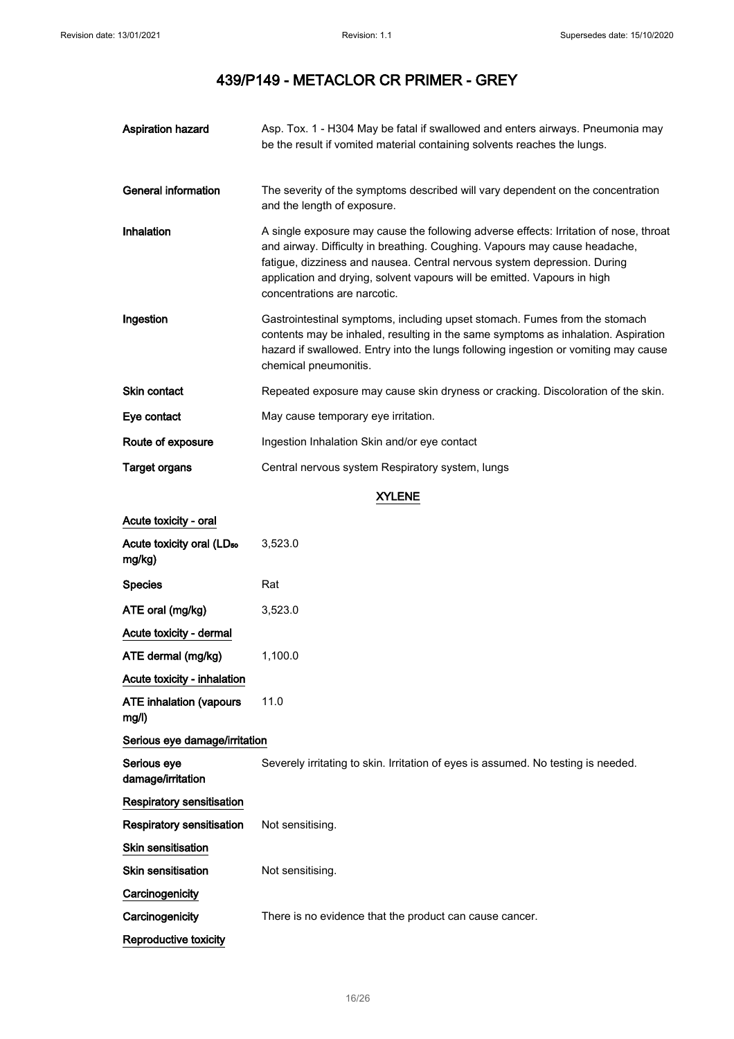| | |
|---|---|
| **Aspiration hazard** | Asp. Tox. 1 - H304 May be fatal if swallowed and enters airways. Pneumonia may be the result if vomited material containing solvents reaches the lungs. |
| **General information** | The severity of the symptoms described will vary dependent on the concentration and the length of exposure. |
| **Inhalation** | A single exposure may cause the following adverse effects: Irritation of nose, throat and airway. Difficulty in breathing. Coughing. Vapours may cause headache, fatigue, dizziness and nausea. Central nervous system depression. During application and drying, solvent vapours will be emitted. Vapours in high concentrations are narcotic. |
| **Ingestion** | Gastrointestinal symptoms, including upset stomach. Fumes from the stomach contents may be inhaled, resulting in the same symptoms as inhalation. Aspiration hazard if swallowed. Entry into the lungs following ingestion or vomiting may cause chemical pneumonitis. |
| **Skin contact** | Repeated exposure may cause skin dryness or cracking. Discoloration of the skin. |
| **Eye contact** | May cause temporary eye irritation. |
| **Route of exposure** | Ingestion Inhalation Skin and/or eye contact |
| **Target organs** | Central nervous system Respiratory system, lungs |

## XYLENE

**Acute toxicity - oral**

| | |
|---|---|
| **Acute toxicity oral ($LD_{50}$ mg/kg)** | 3,523.0 |
| **Species** | Rat |
| **ATE oral (mg/kg)** | 3,523.0 |

**Acute toxicity - dermal**

| | |
|---|---|
| **ATE dermal (mg/kg)** | 1,100.0 |

**Acute toxicity - inhalation**

| | |
|---|---|
| **ATE inhalation (vapours mg/l)** | 11.0 |

**Serious eye damage/irritation**

| | |
|---|---|
| **Serious eye damage/irritation** | Severely irritating to skin. Irritation of eyes is assumed. No testing is needed. |

**Respiratory sensitisation**

| | |
|---|---|
| **Respiratory sensitisation** | Not sensitising. |

**Skin sensitisation**

| | |
|---|---|
| **Skin sensitisation** | Not sensitising. |

**Carcinogenicity**

| | |
|---|---|
| **Carcinogenicity** | There is no evidence that the product can cause cancer. |

**Reproductive toxicity**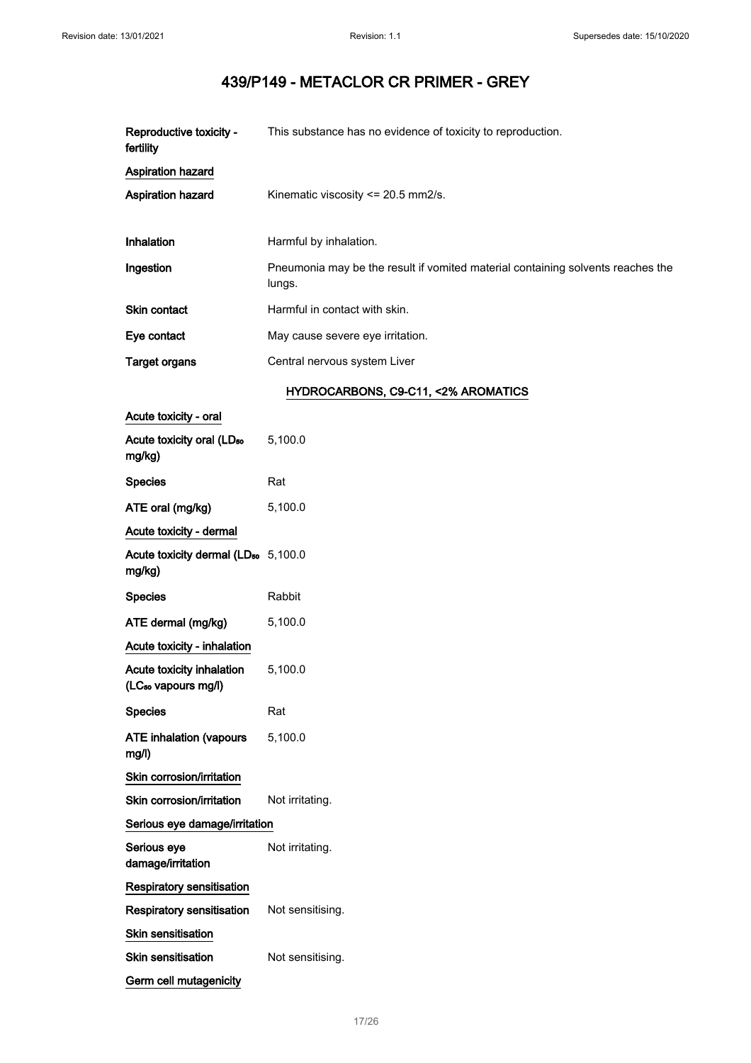# 439/P149 - METACLOR CR PRIMER - GREY

| | |
|---|---|
| Reproductive toxicity - fertility | This substance has no evidence of toxicity to reproduction. |

**Aspiration hazard**

| | |
|---|---|
| **Aspiration hazard** | Kinematic viscosity <= 20.5 mm2/s. |
| **Inhalation** | Harmful by inhalation. |
| **Ingestion** | Pneumonia may be the result if vomited material containing solvents reaches the lungs. |
| **Skin contact** | Harmful in contact with skin. |
| **Eye contact** | May cause severe eye irritation. |
| **Target organs** | Central nervous system Liver |

## HYDROCARBONS, C9-C11, <2% AROMATICS

**Acute toxicity - oral**

| | |
|---|---|
| **Acute toxicity oral ($LD_{50}$ mg/kg)** | 5,100.0 |
| **Species** | Rat |
| **ATE oral (mg/kg)** | 5,100.0 |

**Acute toxicity - dermal**

| | |
|---|---|
| **Acute toxicity dermal ($LD_{50}$ mg/kg)** | 5,100.0 |
| **Species** | Rabbit |
| **ATE dermal (mg/kg)** | 5,100.0 |

**Acute toxicity - inhalation**

| | |
|---|---|
| **Acute toxicity inhalation ($LC_{50}$ vapours mg/l)** | 5,100.0 |
| **Species** | Rat |
| **ATE inhalation (vapours mg/l)** | 5,100.0 |

**Skin corrosion/irritation**

| | |
|---|---|
| **Skin corrosion/irritation** | Not irritating. |

**Serious eye damage/irritation**

| | |
|---|---|
| **Serious eye damage/irritation** | Not irritating. |

**Respiratory sensitisation**

| | |
|---|---|
| **Respiratory sensitisation** | Not sensitising. |

**Skin sensitisation**

| | |
|---|---|
| **Skin sensitisation** | Not sensitising. |

**Germ cell mutagenicity**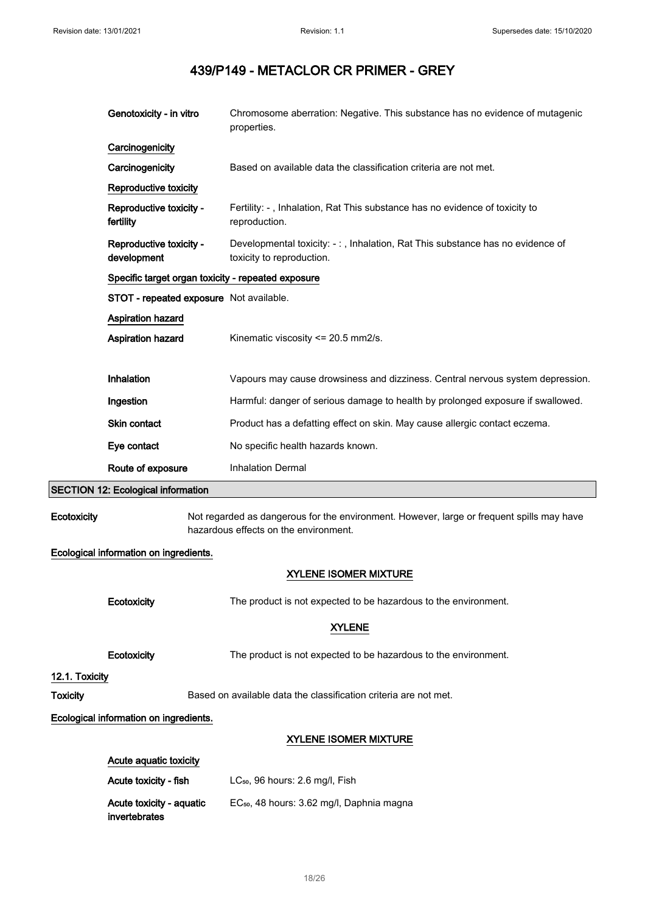| | |
|---|---|
| **Genotoxicity - in vitro** | Chromosome aberration: Negative. This substance has no evidence of mutagenic properties. |

**Carcinogenicity**

| | |
|---|---|
| **Carcinogenicity** | Based on available data the classification criteria are not met. |

**Reproductive toxicity**

| | |
|---|---|
| **Reproductive toxicity - fertility** | Fertility: - , Inhalation, Rat This substance has no evidence of toxicity to reproduction. |
| **Reproductive toxicity - development** | Developmental toxicity: - : , Inhalation, Rat This substance has no evidence of toxicity to reproduction. |

**Specific target organ toxicity - repeated exposure**

| | |
|---|---|
| **STOT - repeated exposure** | Not available. |

**Aspiration hazard**

| | |
|---|---|
| **Aspiration hazard** | Kinematic viscosity <= 20.5 mm2/s. |
| **Inhalation** | Vapours may cause drowsiness and dizziness. Central nervous system depression. |
| **Ingestion** | Harmful: danger of serious damage to health by prolonged exposure if swallowed. |
| **Skin contact** | Product has a defatting effect on skin. May cause allergic contact eczema. |
| **Eye contact** | No specific health hazards known. |
| **Route of exposure** | Inhalation Dermal |

## SECTION 12: Ecological information

| | |
|---|---|
| **Ecotoxicity** | Not regarded as dangerous for the environment. However, large or frequent spills may have hazardous effects on the environment. |

**Ecological information on ingredients.**

**XYLENE ISOMER MIXTURE**

| | |
|---|---|
| **Ecotoxicity** | The product is not expected to be hazardous to the environment. |

**XYLENE**

| | |
|---|---|
| **Ecotoxicity** | The product is not expected to be hazardous to the environment. |

### 12.1. Toxicity

| | |
|---|---|
| **Toxicity** | Based on available data the classification criteria are not met. |

**Ecological information on ingredients.**

**XYLENE ISOMER MIXTURE**

**Acute aquatic toxicity**

| | |
|---|---|
| **Acute toxicity - fish** | $LC_{50}$, 96 hours: 2.6 mg/l, Fish |
| **Acute toxicity - aquatic invertebrates** | $EC_{50}$, 48 hours: 3.62 mg/l, Daphnia magna |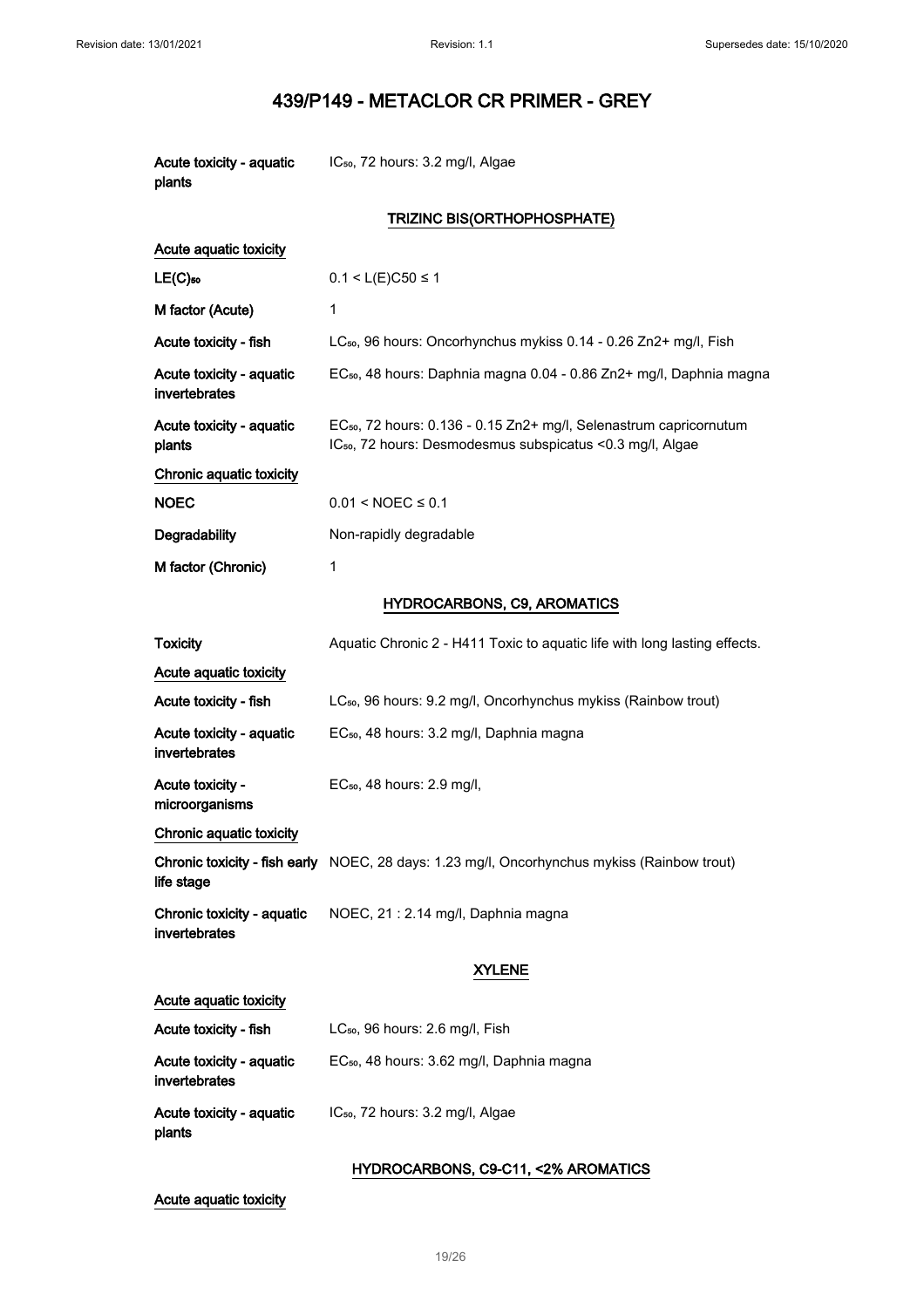| | |
|---|---|
| Acute toxicity - aquatic plants | $IC_{50}$, 72 hours: 3.2 mg/l, Algae |

### TRIZINC BIS(ORTHOPHOSPHATE)

| | |
|---|---|
| Acute aquatic toxicity | |
| $LE(C)_{50}$ | $0.1 < L(E)C50 \leq 1$ |
| M factor (Acute) | 1 |
| Acute toxicity - fish | $LC_{50}$, 96 hours: Oncorhynchus mykiss 0.14 - 0.26 $Zn^{2+}$ mg/l, Fish |
| Acute toxicity - aquatic invertebrates | $EC_{50}$, 48 hours: Daphnia magna 0.04 - 0.86 $Zn^{2+}$ mg/l, Daphnia magna |
| Acute toxicity - aquatic plants | $EC_{50}$, 72 hours: 0.136 - 0.15 $Zn^{2+}$ mg/l, Selenastrum capricornutum<br>$IC_{50}$, 72 hours: Desmodesmus subspicatus <0.3 mg/l, Algae |
| Chronic aquatic toxicity | |
| NOEC | $0.01 < NOEC \leq 0.1$ |
| Degradability | Non-rapidly degradable |
| M factor (Chronic) | 1 |

### HYDROCARBONS, C9, AROMATICS

| | |
|---|---|
| Toxicity | Aquatic Chronic 2 - H411 Toxic to aquatic life with long lasting effects. |
| Acute aquatic toxicity | |
| Acute toxicity - fish | $LC_{50}$, 96 hours: 9.2 mg/l, Oncorhynchus mykiss (Rainbow trout) |
| Acute toxicity - aquatic invertebrates | $EC_{50}$, 48 hours: 3.2 mg/l, Daphnia magna |
| Acute toxicity - microorganisms | $EC_{50}$, 48 hours: 2.9 mg/l, |
| Chronic aquatic toxicity | |
| Chronic toxicity - fish early life stage | NOEC, 28 days: 1.23 mg/l, Oncorhynchus mykiss (Rainbow trout) |
| Chronic toxicity - aquatic invertebrates | NOEC, 21 : 2.14 mg/l, Daphnia magna |

### XYLENE

| | |
|---|---|
| Acute aquatic toxicity | |
| Acute toxicity - fish | $LC_{50}$, 96 hours: 2.6 mg/l, Fish |
| Acute toxicity - aquatic invertebrates | $EC_{50}$, 48 hours: 3.62 mg/l, Daphnia magna |
| Acute toxicity - aquatic plants | $IC_{50}$, 72 hours: 3.2 mg/l, Algae |

### HYDROCARBONS, C9-C11, <2% AROMATICS

Acute aquatic toxicity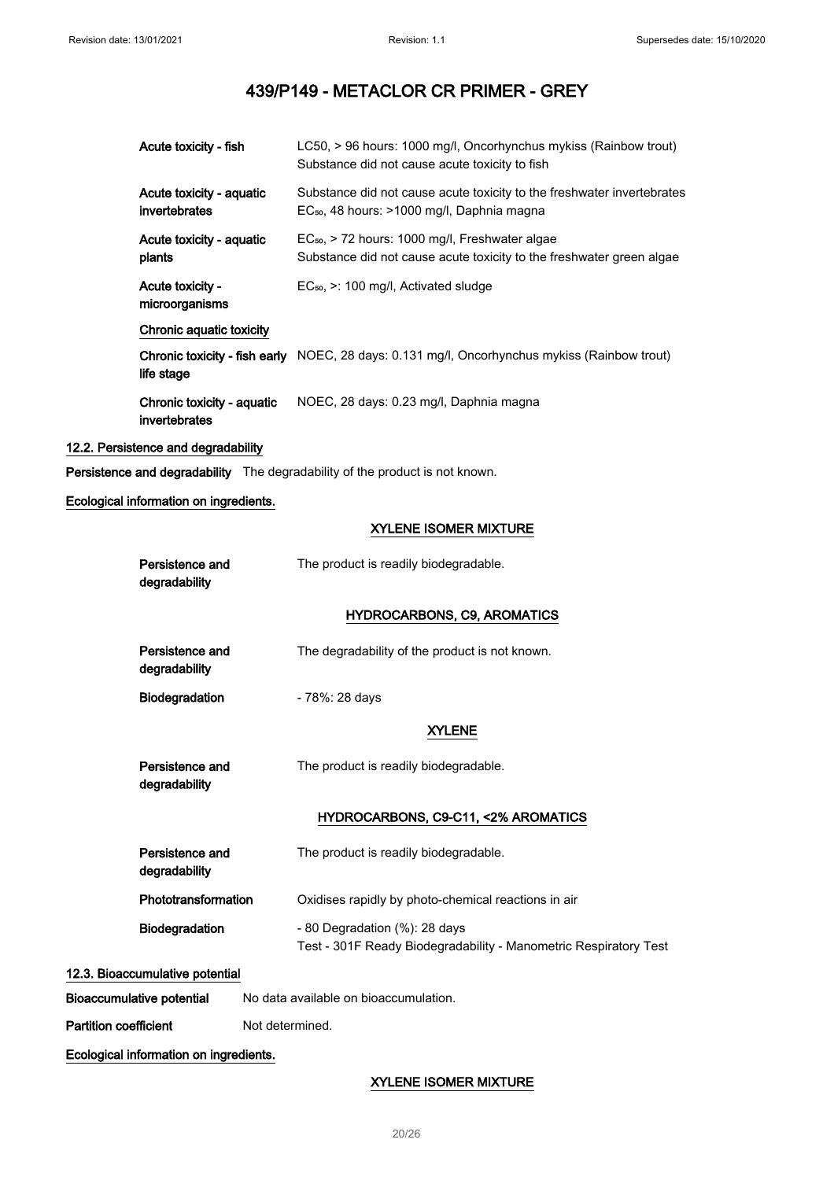# 439/P149 - METACLOR CR PRIMER - GREY

| | |
|---|---|
| **Acute toxicity - fish** | LC50, > 96 hours: 1000 mg/l, Oncorhynchus mykiss (Rainbow trout) Substance did not cause acute toxicity to fish |
| **Acute toxicity - aquatic invertebrates** | Substance did not cause acute toxicity to the freshwater invertebrates $EC_{50}$, 48 hours: >1000 mg/l, Daphnia magna |
| **Acute toxicity - aquatic plants** | $EC_{50}$, > 72 hours: 1000 mg/l, Freshwater algae Substance did not cause acute toxicity to the freshwater green algae |
| **Acute toxicity - microorganisms** | $EC_{50}$, >: 100 mg/l, Activated sludge |

**Chronic aquatic toxicity**

| | |
|---|---|
| **Chronic toxicity - fish early life stage** | NOEC, 28 days: 0.131 mg/l, Oncorhynchus mykiss (Rainbow trout) |
| **Chronic toxicity - aquatic invertebrates** | NOEC, 28 days: 0.23 mg/l, Daphnia magna |

## 12.2. Persistence and degradability

**Persistence and degradability** The degradability of the product is not known.

**Ecological information on ingredients.**

### XYLENE ISOMER MIXTURE

**Persistence and degradability** The product is readily biodegradable.

### HYDROCARBONS, C9, AROMATICS

**Persistence and degradability** The degradability of the product is not known.

**Biodegradation** - 78%: 28 days

### XYLENE

**Persistence and degradability** The product is readily biodegradable.

### HYDROCARBONS, C9-C11, <2% AROMATICS

**Persistence and degradability** The product is readily biodegradable.

**Phototransformation** Oxidises rapidly by photo-chemical reactions in air

**Biodegradation** - 80 Degradation (%): 28 days
Test - 301F Ready Biodegradability - Manometric Respiratory Test

## 12.3. Bioaccumulative potential

**Bioaccumulative potential** No data available on bioaccumulation.

**Partition coefficient** Not determined.

**Ecological information on ingredients.**

### XYLENE ISOMER MIXTURE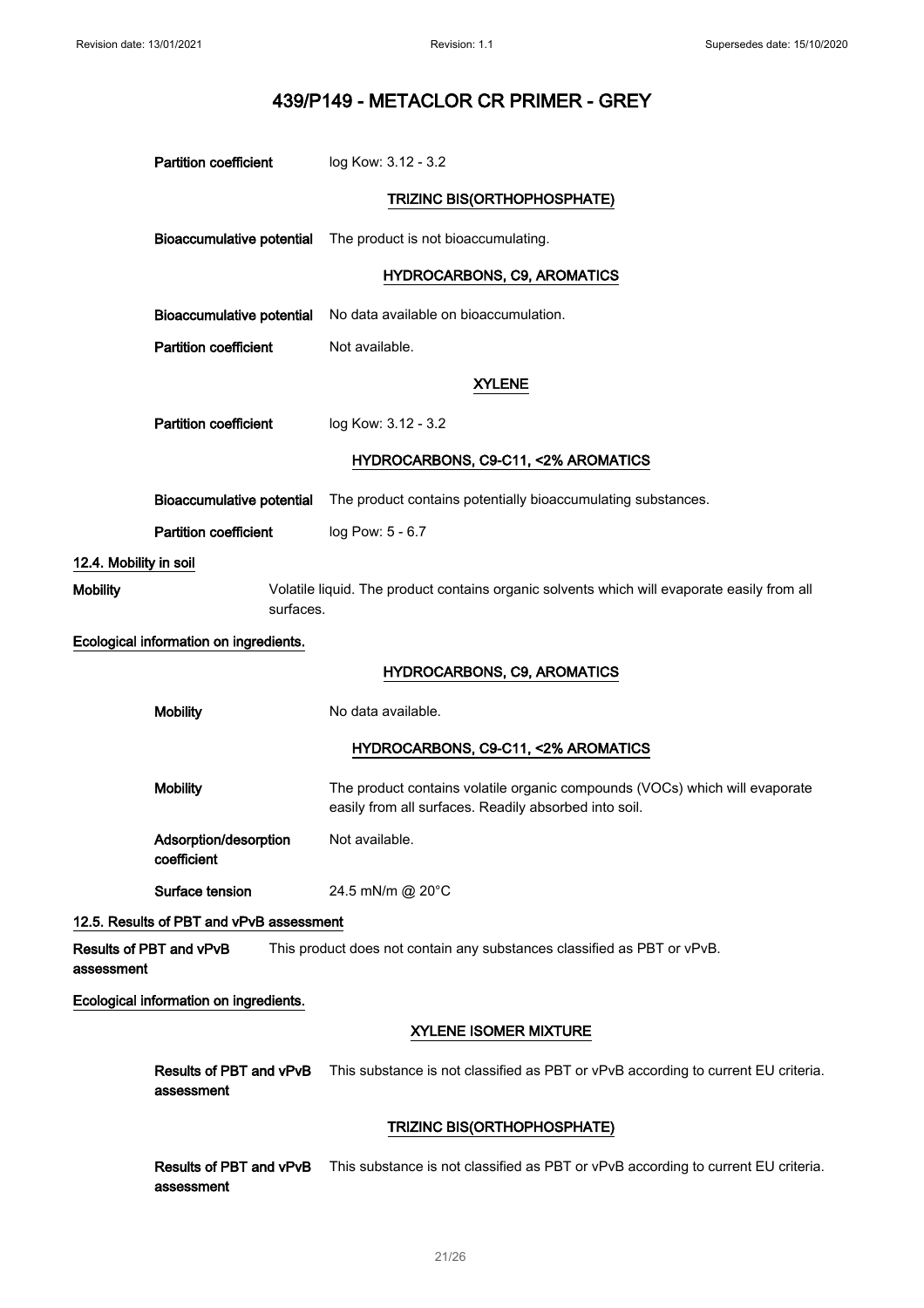| | |
|---|---|
| **Partition coefficient** | log Kow: 3.12 - 3.2 |

**TRIZINC BIS(ORTHOPHOSPHATE)**

| | |
|---|---|
| **Bioaccumulative potential** | The product is not bioaccumulating. |

**HYDROCARBONS, C9, AROMATICS**

| | |
|---|---|
| **Bioaccumulative potential** | No data available on bioaccumulation. |
| **Partition coefficient** | Not available. |

**XYLENE**

| | |
|---|---|
| **Partition coefficient** | log Kow: 3.12 - 3.2 |

**HYDROCARBONS, C9-C11, <2% AROMATICS**

| | |
|---|---|
| **Bioaccumulative potential** | The product contains potentially bioaccumulating substances. |
| **Partition coefficient** | log Pow: 5 - 6.7 |

### 12.4. Mobility in soil

**Mobility** Volatile liquid. The product contains organic solvents which will evaporate easily from all surfaces.

**Ecological information on ingredients.**

**HYDROCARBONS, C9, AROMATICS**

| | |
|---|---|
| **Mobility** | No data available. |

**HYDROCARBONS, C9-C11, <2% AROMATICS**

| | |
|---|---|
| **Mobility** | The product contains volatile organic compounds (VOCs) which will evaporate easily from all surfaces. Readily absorbed into soil. |
| **Adsorption/desorption coefficient** | Not available. |
| **Surface tension** | 24.5 mN/m @ 20°C |

### 12.5. Results of PBT and vPvB assessment

**Results of PBT and vPvB assessment** This product does not contain any substances classified as PBT or vPvB.

**Ecological information on ingredients.**

**XYLENE ISOMER MIXTURE**

| | |
|---|---|
| **Results of PBT and vPvB assessment** | This substance is not classified as PBT or vPvB according to current EU criteria. |

**TRIZINC BIS(ORTHOPHOSPHATE)**

| | |
|---|---|
| **Results of PBT and vPvB assessment** | This substance is not classified as PBT or vPvB according to current EU criteria. |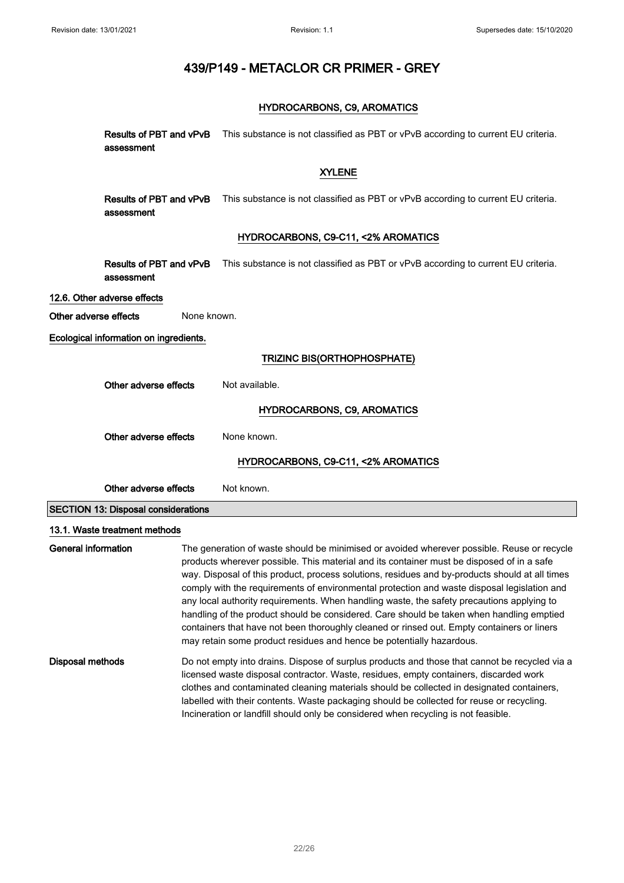#### HYDROCARBONS, C9, AROMATICS

**Results of PBT and vPvB assessment** This substance is not classified as PBT or vPvB according to current EU criteria.

#### XYLENE

**Results of PBT and vPvB assessment** This substance is not classified as PBT or vPvB according to current EU criteria.

#### HYDROCARBONS, C9-C11, <2% AROMATICS

**Results of PBT and vPvB assessment** This substance is not classified as PBT or vPvB according to current EU criteria.

### 12.6. Other adverse effects

**Other adverse effects** None known.

**Ecological information on ingredients.**

#### TRIZINC BIS(ORTHOPHOSPHATE)

**Other adverse effects** Not available.

#### HYDROCARBONS, C9, AROMATICS

**Other adverse effects** None known.

#### HYDROCARBONS, C9-C11, <2% AROMATICS

**Other adverse effects** Not known.

## SECTION 13: Disposal considerations

### 13.1. Waste treatment methods

**General information** The generation of waste should be minimised or avoided wherever possible. Reuse or recycle products wherever possible. This material and its container must be disposed of in a safe way. Disposal of this product, process solutions, residues and by-products should at all times comply with the requirements of environmental protection and waste disposal legislation and any local authority requirements. When handling waste, the safety precautions applying to handling of the product should be considered. Care should be taken when handling emptied containers that have not been thoroughly cleaned or rinsed out. Empty containers or liners may retain some product residues and hence be potentially hazardous.

**Disposal methods** Do not empty into drains. Dispose of surplus products and those that cannot be recycled via a licensed waste disposal contractor. Waste, residues, empty containers, discarded work clothes and contaminated cleaning materials should be collected in designated containers, labelled with their contents. Waste packaging should be collected for reuse or recycling. Incineration or landfill should only be considered when recycling is not feasible.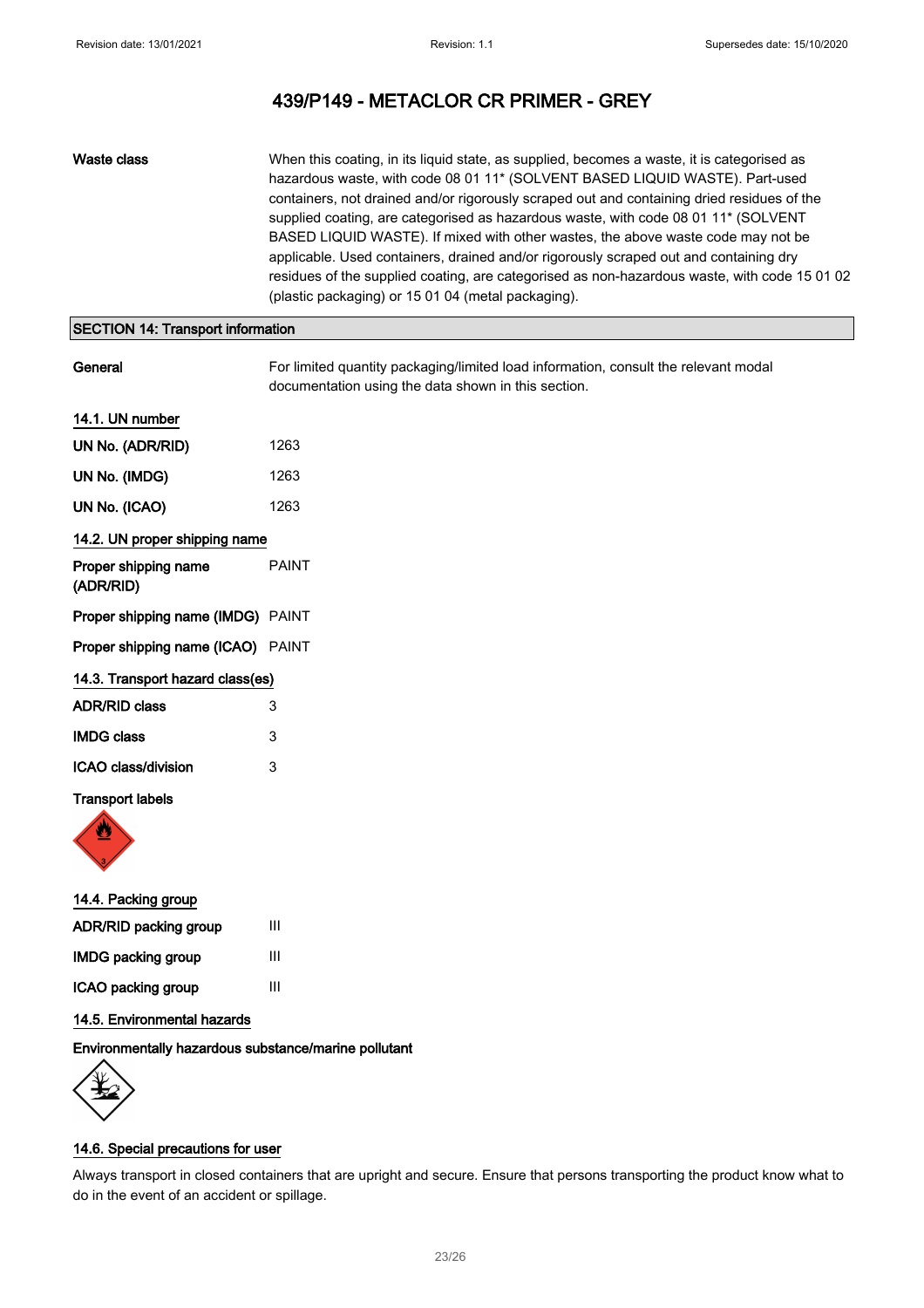# 439/P149 - METACLOR CR PRIMER - GREY

| | |
|---|---|
| **Waste class** | When this coating, in its liquid state, as supplied, becomes a waste, it is categorised as hazardous waste, with code 08 01 11* (SOLVENT BASED LIQUID WASTE). Part-used containers, not drained and/or rigorously scraped out and containing dried residues of the supplied coating, are categorised as hazardous waste, with code 08 01 11* (SOLVENT BASED LIQUID WASTE). If mixed with other wastes, the above waste code may not be applicable. Used containers, drained and/or rigorously scraped out and containing dry residues of the supplied coating, are categorised as non-hazardous waste, with code 15 01 02 (plastic packaging) or 15 01 04 (metal packaging). |

## SECTION 14: Transport information

| | |
|---|---|
| **General** | For limited quantity packaging/limited load information, consult the relevant modal documentation using the data shown in this section. |

### 14.1. UN number

| | |
|---|---|
| **UN No. (ADR/RID)** | 1263 |
| **UN No. (IMDG)** | 1263 |
| **UN No. (ICAO)** | 1263 |

### 14.2. UN proper shipping name

| | |
|---|---|
| **Proper shipping name (ADR/RID)** | PAINT |
| **Proper shipping name (IMDG)** | PAINT |
| **Proper shipping name (ICAO)** | PAINT |

### 14.3. Transport hazard class(es)

| | |
|---|---|
| **ADR/RID class** | 3 |
| **IMDG class** | 3 |
| **ICAO class/division** | 3 |

**Transport labels**

### 14.4. Packing group

| | |
|---|---|
| **ADR/RID packing group** | III |
| **IMDG packing group** | III |
| **ICAO packing group** | III |

### 14.5. Environmental hazards

**Environmentally hazardous substance/marine pollutant**

### 14.6. Special precautions for user

Always transport in closed containers that are upright and secure. Ensure that persons transporting the product know what to do in the event of an accident or spillage.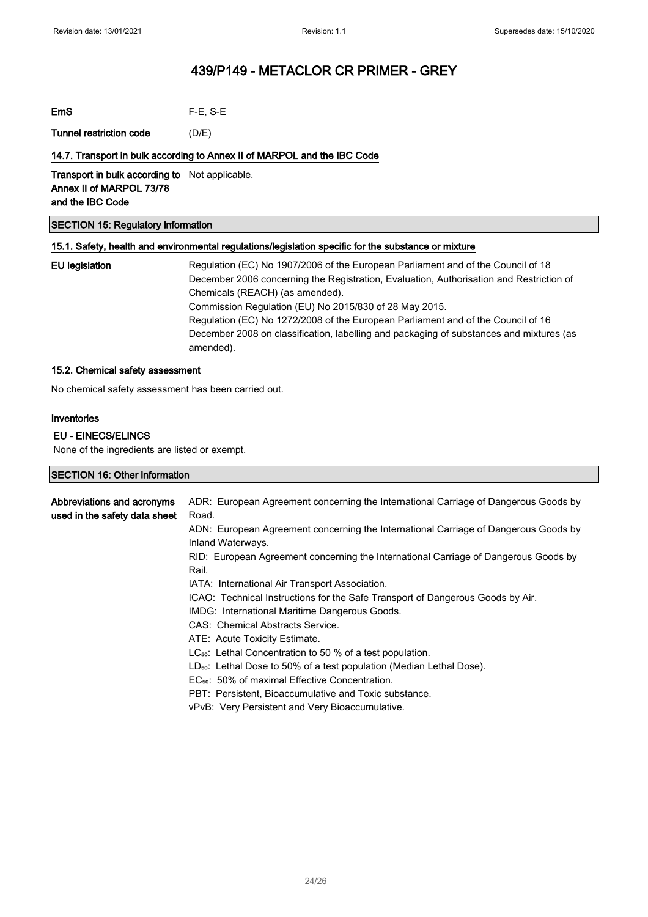**EmS** F-E, S-E

**Tunnel restriction code** (D/E)

### 14.7. Transport in bulk according to Annex II of MARPOL and the IBC Code

**Transport in bulk according to Annex II of MARPOL 73/78 and the IBC Code** Not applicable.

## SECTION 15: Regulatory information

### 15.1. Safety, health and environmental regulations/legislation specific for the substance or mixture

**EU legislation**

Regulation (EC) No 1907/2006 of the European Parliament and of the Council of 18 December 2006 concerning the Registration, Evaluation, Authorisation and Restriction of Chemicals (REACH) (as amended).
Commission Regulation (EU) No 2015/830 of 28 May 2015.
Regulation (EC) No 1272/2008 of the European Parliament and of the Council of 16 December 2008 on classification, labelling and packaging of substances and mixtures (as amended).

### 15.2. Chemical safety assessment

No chemical safety assessment has been carried out.

### Inventories

**EU - EINECS/ELINCS**

None of the ingredients are listed or exempt.

## SECTION 16: Other information

**Abbreviations and acronyms used in the safety data sheet**

ADR: European Agreement concerning the International Carriage of Dangerous Goods by Road.
ADN: European Agreement concerning the International Carriage of Dangerous Goods by Inland Waterways.
RID: European Agreement concerning the International Carriage of Dangerous Goods by Rail.
IATA: International Air Transport Association.
ICAO: Technical Instructions for the Safe Transport of Dangerous Goods by Air.
IMDG: International Maritime Dangerous Goods.
CAS: Chemical Abstracts Service.
ATE: Acute Toxicity Estimate.
$LC_{50}$: Lethal Concentration to 50 % of a test population.
$LD_{50}$: Lethal Dose to 50% of a test population (Median Lethal Dose).
$EC_{50}$: 50% of maximal Effective Concentration.
PBT: Persistent, Bioaccumulative and Toxic substance.
vPvB: Very Persistent and Very Bioaccumulative.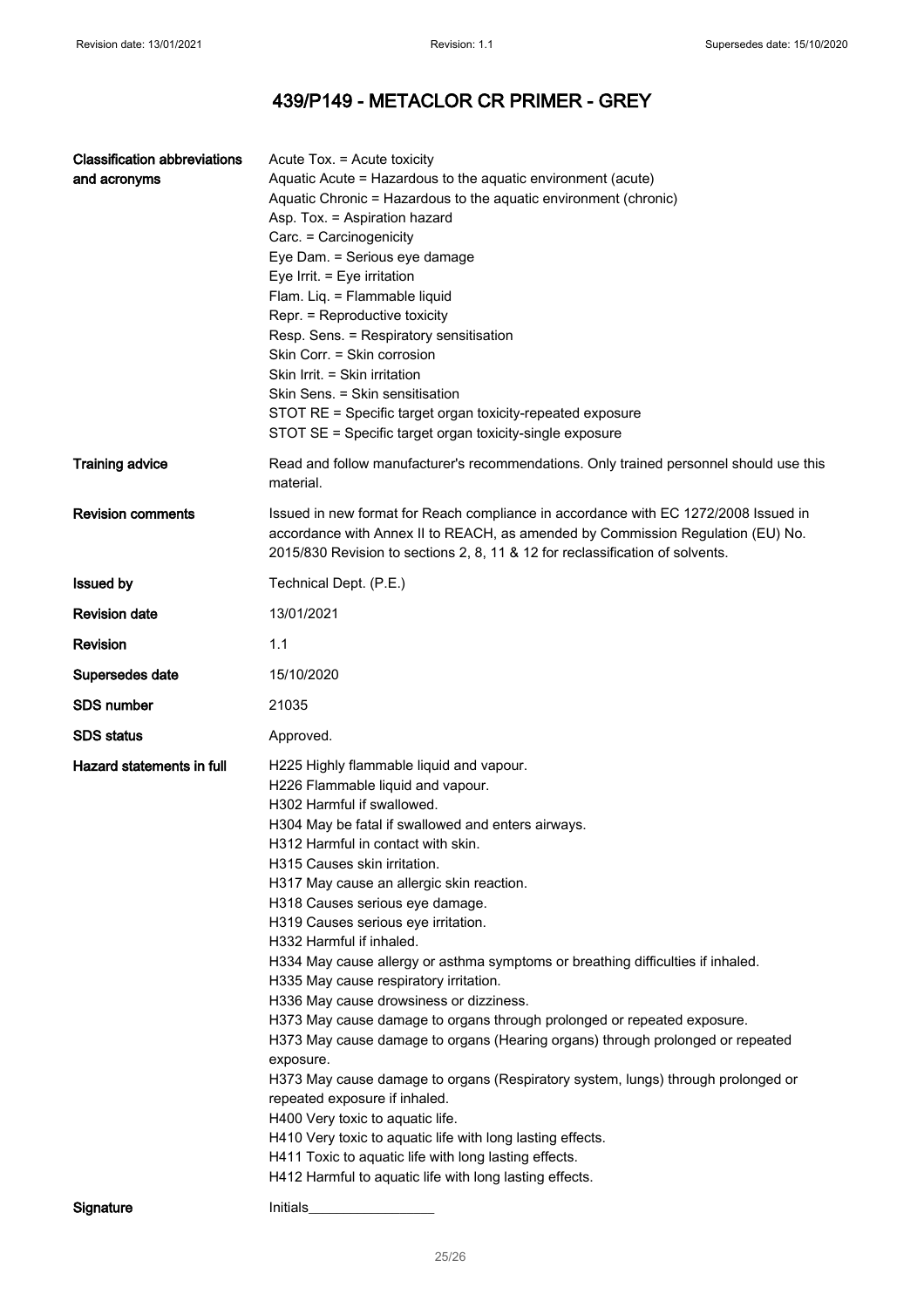# 439/P149 - METACLOR CR PRIMER - GREY

| | |
|---|---|
| **Classification abbreviations and acronyms** | Acute Tox. = Acute toxicity<br>Aquatic Acute = Hazardous to the aquatic environment (acute)<br>Aquatic Chronic = Hazardous to the aquatic environment (chronic)<br>Asp. Tox. = Aspiration hazard<br>Carc. = Carcinogenicity<br>Eye Dam. = Serious eye damage<br>Eye Irrit. = Eye irritation<br>Flam. Liq. = Flammable liquid<br>Repr. = Reproductive toxicity<br>Resp. Sens. = Respiratory sensitisation<br>Skin Corr. = Skin corrosion<br>Skin Irrit. = Skin irritation<br>Skin Sens. = Skin sensitisation<br>STOT RE = Specific target organ toxicity-repeated exposure<br>STOT SE = Specific target organ toxicity-single exposure |
| **Training advice** | Read and follow manufacturer's recommendations. Only trained personnel should use this material. |
| **Revision comments** | Issued in new format for Reach compliance in accordance with EC 1272/2008 Issued in accordance with Annex II to REACH, as amended by Commission Regulation (EU) No. 2015/830 Revision to sections 2, 8, 11 & 12 for reclassification of solvents. |
| **Issued by** | Technical Dept. (P.E.) |
| **Revision date** | 13/01/2021 |
| **Revision** | 1.1 |
| **Supersedes date** | 15/10/2020 |
| **SDS number** | 21035 |
| **SDS status** | Approved. |
| **Hazard statements in full** | H225 Highly flammable liquid and vapour.<br>H226 Flammable liquid and vapour.<br>H302 Harmful if swallowed.<br>H304 May be fatal if swallowed and enters airways.<br>H312 Harmful in contact with skin.<br>H315 Causes skin irritation.<br>H317 May cause an allergic skin reaction.<br>H318 Causes serious eye damage.<br>H319 Causes serious eye irritation.<br>H332 Harmful if inhaled.<br>H334 May cause allergy or asthma symptoms or breathing difficulties if inhaled.<br>H335 May cause respiratory irritation.<br>H336 May cause drowsiness or dizziness.<br>H373 May cause damage to organs through prolonged or repeated exposure.<br>H373 May cause damage to organs (Hearing organs) through prolonged or repeated exposure.<br>H373 May cause damage to organs (Respiratory system, lungs) through prolonged or repeated exposure if inhaled.<br>H400 Very toxic to aquatic life.<br>H410 Very toxic to aquatic life with long lasting effects.<br>H411 Toxic to aquatic life with long lasting effects.<br>H412 Harmful to aquatic life with long lasting effects. |
| **Signature** | Initials________________ |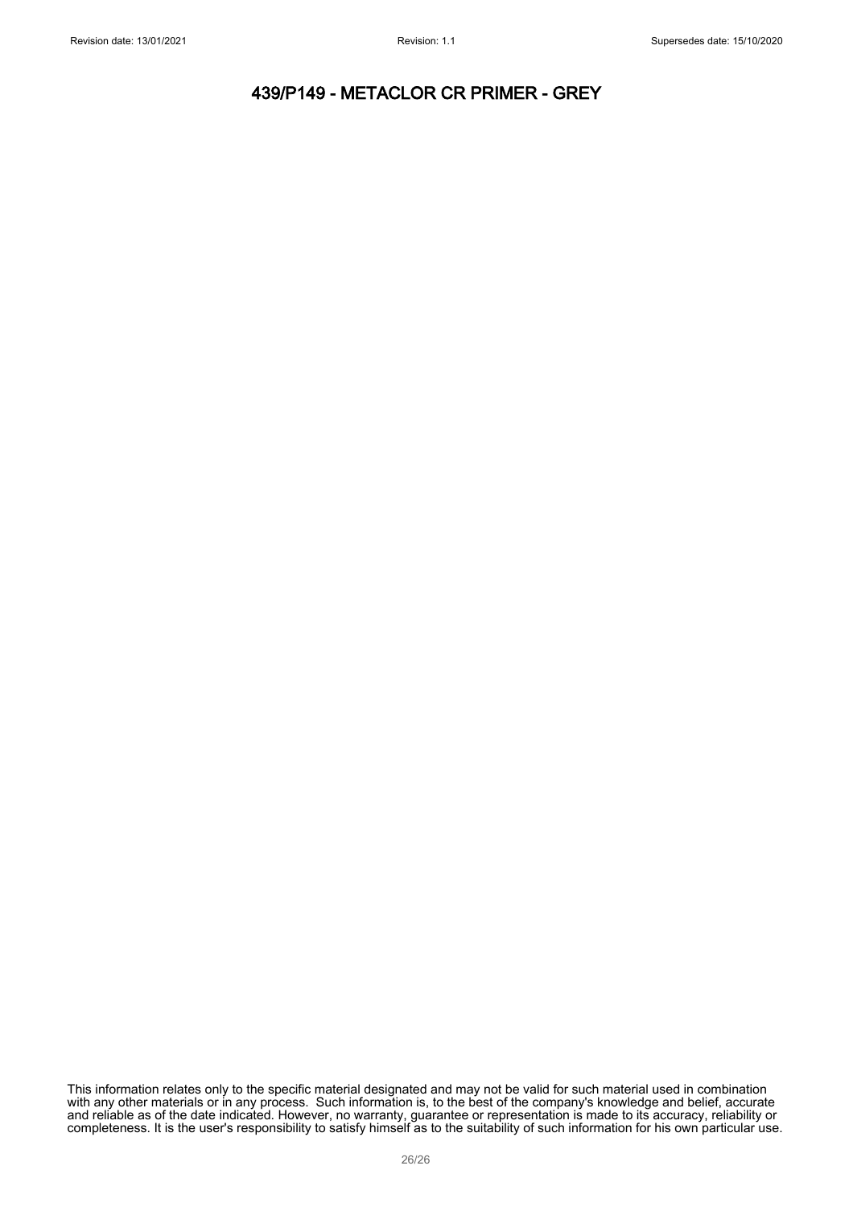This information relates only to the specific material designated and may not be valid for such material used in combination with any other materials or in any process. Such information is, to the best of the company's knowledge and belief, accurate and reliable as of the date indicated. However, no warranty, guarantee or representation is made to its accuracy, reliability or completeness. It is the user's responsibility to satisfy himself as to the suitability of such information for his own particular use.